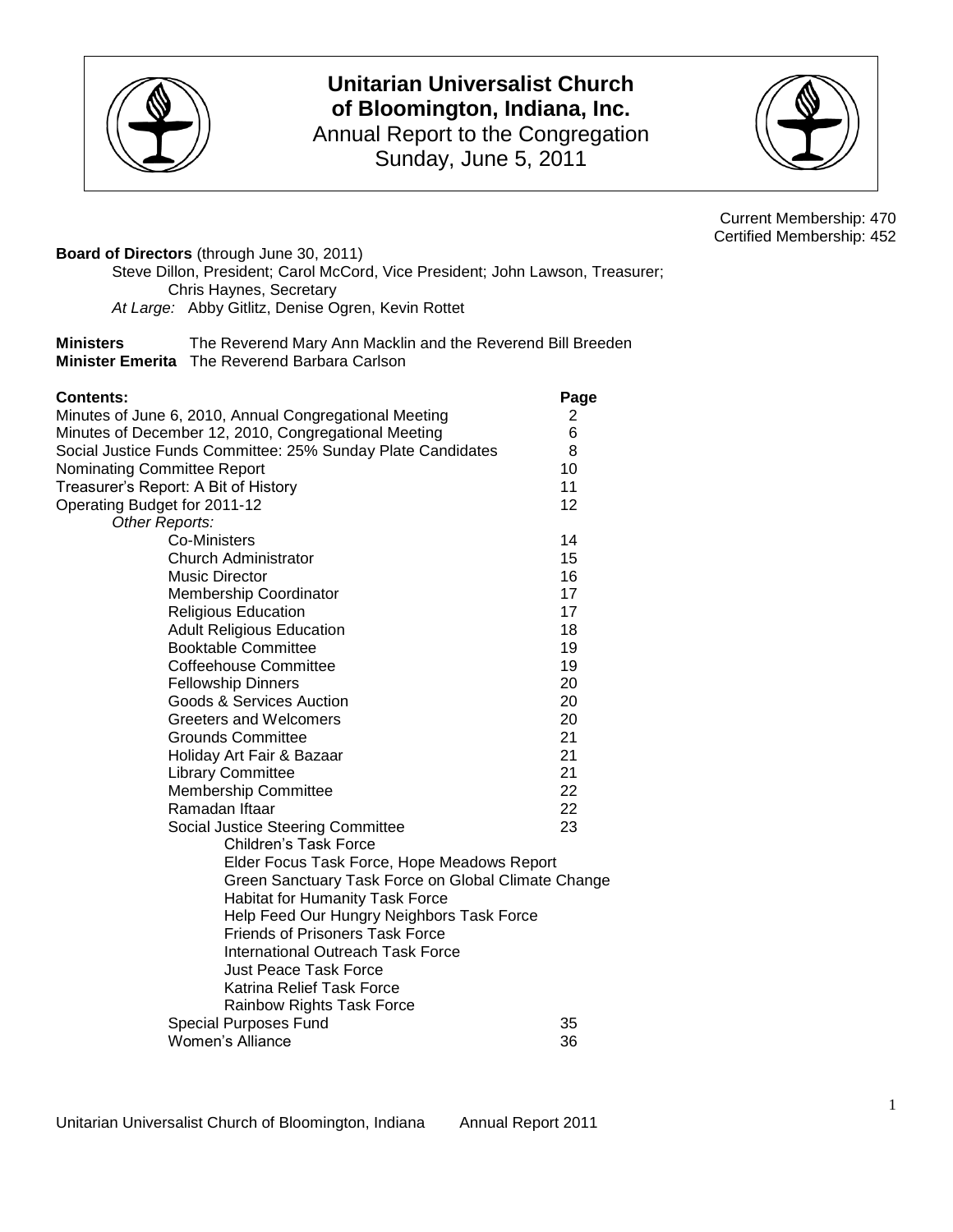# Unitarian Universalist Church of Bloomington, Indiana, Inc.

Annual Report to the Congregation
Sunday, June 5, 2011

Current Membership: 470
Certified Membership: 452

**Board of Directors** (through June 30, 2011)

Steve Dillon, President; Carol McCord, Vice President; John Lawson, Treasurer; Chris Haynes, Secretary

*At Large:* Abby Gitlitz, Denise Ogren, Kevin Rottet

**Ministers** The Reverend Mary Ann Macklin and the Reverend Bill Breeden
**Minister Emerita** The Reverend Barbara Carlson

| **Contents:** | **Page** |
|---|---|
| Minutes of June 6, 2010, Annual Congregational Meeting | 2 |
| Minutes of December 12, 2010, Congregational Meeting | 6 |
| Social Justice Funds Committee: 25% Sunday Plate Candidates | 8 |
| Nominating Committee Report | 10 |
| Treasurer's Report: A Bit of History | 11 |
| Operating Budget for 2011-12 | 12 |
| *Other Reports:* | |
| Co-Ministers | 14 |
| Church Administrator | 15 |
| Music Director | 16 |
| Membership Coordinator | 17 |
| Religious Education | 17 |
| Adult Religious Education | 18 |
| Booktable Committee | 19 |
| Coffeehouse Committee | 19 |
| Fellowship Dinners | 20 |
| Goods & Services Auction | 20 |
| Greeters and Welcomers | 20 |
| Grounds Committee | 21 |
| Holiday Art Fair & Bazaar | 21 |
| Library Committee | 21 |
| Membership Committee | 22 |
| Ramadan Iftaar | 22 |
| Social Justice Steering Committee | 23 |
| Children's Task Force | |
| Elder Focus Task Force, Hope Meadows Report | |
| Green Sanctuary Task Force on Global Climate Change | |
| Habitat for Humanity Task Force | |
| Help Feed Our Hungry Neighbors Task Force | |
| Friends of Prisoners Task Force | |
| International Outreach Task Force | |
| Just Peace Task Force | |
| Katrina Relief Task Force | |
| Rainbow Rights Task Force | |
| Special Purposes Fund | 35 |
| Women's Alliance | 36 |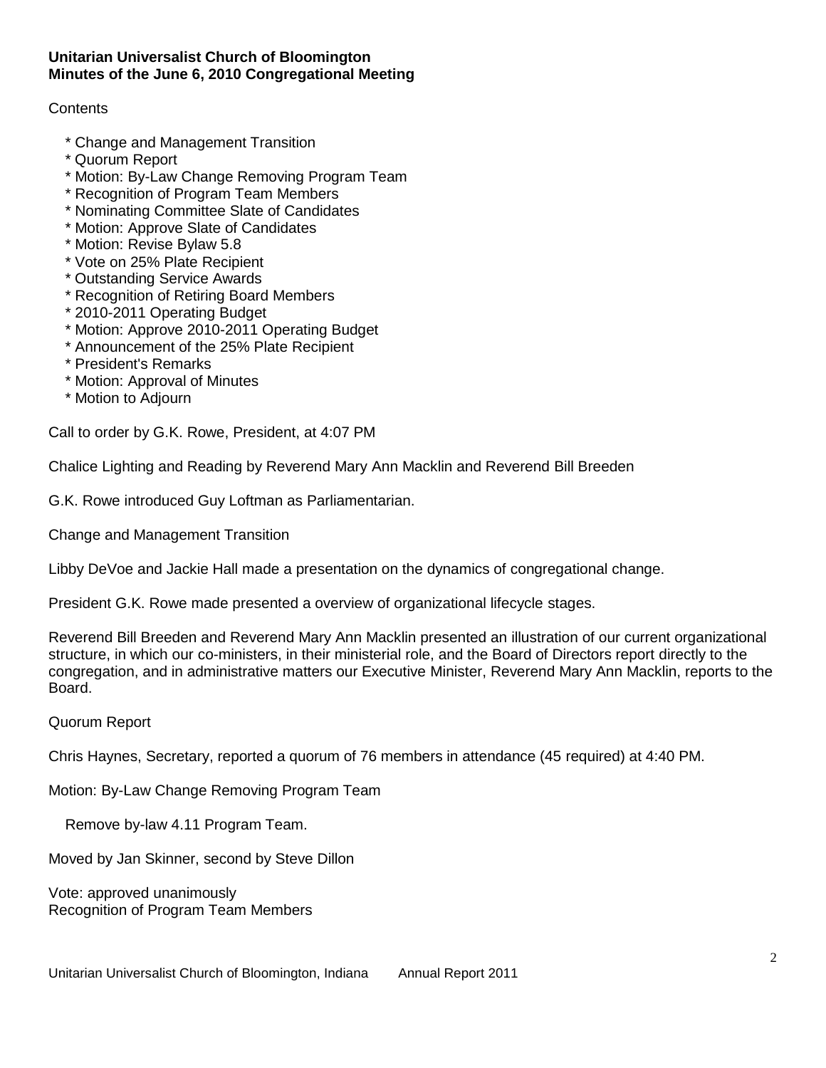**Unitarian Universalist Church of Bloomington**
**Minutes of the June 6, 2010 Congregational Meeting**

Contents

* Change and Management Transition
* Quorum Report
* Motion: By-Law Change Removing Program Team
* Recognition of Program Team Members
* Nominating Committee Slate of Candidates
* Motion: Approve Slate of Candidates
* Motion: Revise Bylaw 5.8
* Vote on 25% Plate Recipient
* Outstanding Service Awards
* Recognition of Retiring Board Members
* 2010-2011 Operating Budget
* Motion: Approve 2010-2011 Operating Budget
* Announcement of the 25% Plate Recipient
* President's Remarks
* Motion: Approval of Minutes
* Motion to Adjourn

Call to order by G.K. Rowe, President, at 4:07 PM

Chalice Lighting and Reading by Reverend Mary Ann Macklin and Reverend Bill Breeden

G.K. Rowe introduced Guy Loftman as Parliamentarian.

Change and Management Transition

Libby DeVoe and Jackie Hall made a presentation on the dynamics of congregational change.

President G.K. Rowe made presented a overview of organizational lifecycle stages.

Reverend Bill Breeden and Reverend Mary Ann Macklin presented an illustration of our current organizational structure, in which our co-ministers, in their ministerial role, and the Board of Directors report directly to the congregation, and in administrative matters our Executive Minister, Reverend Mary Ann Macklin, reports to the Board.

Quorum Report

Chris Haynes, Secretary, reported a quorum of 76 members in attendance (45 required) at 4:40 PM.

Motion: By-Law Change Removing Program Team

Remove by-law 4.11 Program Team.

Moved by Jan Skinner, second by Steve Dillon

Vote: approved unanimously
Recognition of Program Team Members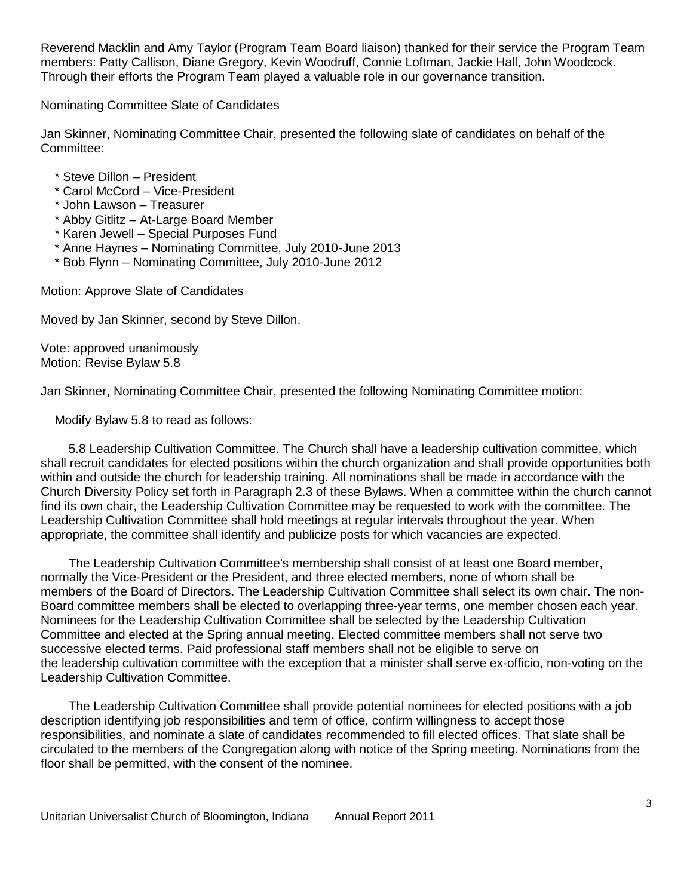Reverend Macklin and Amy Taylor (Program Team Board liaison) thanked for their service the Program Team members: Patty Callison, Diane Gregory, Kevin Woodruff, Connie Loftman, Jackie Hall, John Woodcock. Through their efforts the Program Team played a valuable role in our governance transition.

Nominating Committee Slate of Candidates

Jan Skinner, Nominating Committee Chair, presented the following slate of candidates on behalf of the Committee:

- Steve Dillon – President
- Carol McCord – Vice-President
- John Lawson – Treasurer
- Abby Gitlitz – At-Large Board Member
- Karen Jewell – Special Purposes Fund
- Anne Haynes – Nominating Committee, July 2010-June 2013
- Bob Flynn – Nominating Committee, July 2010-June 2012

Motion: Approve Slate of Candidates

Moved by Jan Skinner, second by Steve Dillon.

Vote: approved unanimously
Motion: Revise Bylaw 5.8

Jan Skinner, Nominating Committee Chair, presented the following Nominating Committee motion:

Modify Bylaw 5.8 to read as follows:

5.8 Leadership Cultivation Committee. The Church shall have a leadership cultivation committee, which shall recruit candidates for elected positions within the church organization and shall provide opportunities both within and outside the church for leadership training. All nominations shall be made in accordance with the Church Diversity Policy set forth in Paragraph 2.3 of these Bylaws. When a committee within the church cannot find its own chair, the Leadership Cultivation Committee may be requested to work with the committee. The Leadership Cultivation Committee shall hold meetings at regular intervals throughout the year. When appropriate, the committee shall identify and publicize posts for which vacancies are expected.

The Leadership Cultivation Committee's membership shall consist of at least one Board member, normally the Vice-President or the President, and three elected members, none of whom shall be members of the Board of Directors. The Leadership Cultivation Committee shall select its own chair. The non-Board committee members shall be elected to overlapping three-year terms, one member chosen each year. Nominees for the Leadership Cultivation Committee shall be selected by the Leadership Cultivation Committee and elected at the Spring annual meeting. Elected committee members shall not serve two successive elected terms. Paid professional staff members shall not be eligible to serve on the leadership cultivation committee with the exception that a minister shall serve ex-officio, non-voting on the Leadership Cultivation Committee.

The Leadership Cultivation Committee shall provide potential nominees for elected positions with a job description identifying job responsibilities and term of office, confirm willingness to accept those responsibilities, and nominate a slate of candidates recommended to fill elected offices. That slate shall be circulated to the members of the Congregation along with notice of the Spring meeting. Nominations from the floor shall be permitted, with the consent of the nominee.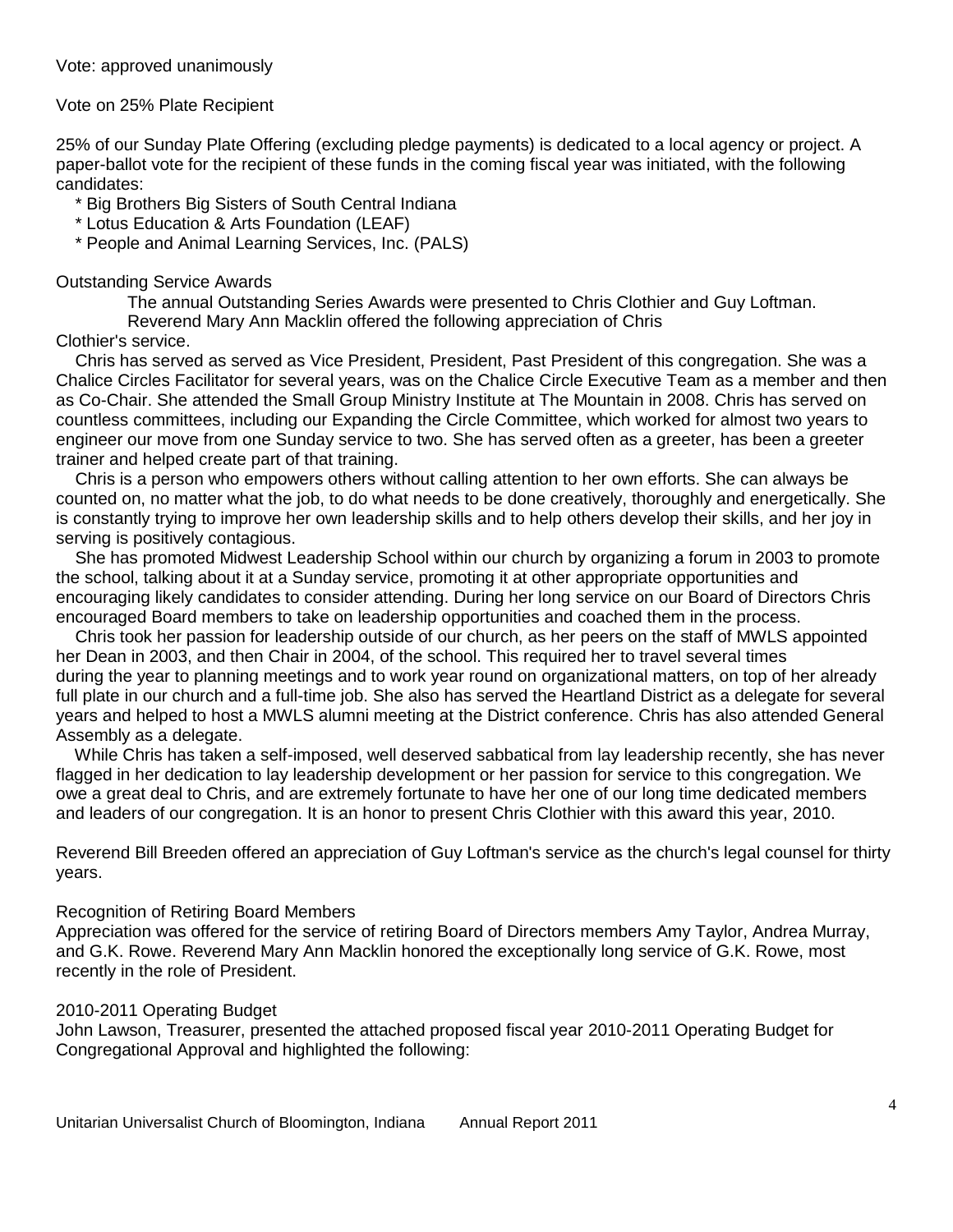Vote: approved unanimously

Vote on 25% Plate Recipient

25% of our Sunday Plate Offering (excluding pledge payments) is dedicated to a local agency or project. A paper-ballot vote for the recipient of these funds in the coming fiscal year was initiated, with the following candidates:

* Big Brothers Big Sisters of South Central Indiana
* Lotus Education & Arts Foundation (LEAF)
* People and Animal Learning Services, Inc. (PALS)

Outstanding Service Awards

The annual Outstanding Series Awards were presented to Chris Clothier and Guy Loftman.
Reverend Mary Ann Macklin offered the following appreciation of Chris Clothier's service.

Chris has served as served as Vice President, President, Past President of this congregation. She was a Chalice Circles Facilitator for several years, was on the Chalice Circle Executive Team as a member and then as Co-Chair. She attended the Small Group Ministry Institute at The Mountain in 2008. Chris has served on countless committees, including our Expanding the Circle Committee, which worked for almost two years to engineer our move from one Sunday service to two. She has served often as a greeter, has been a greeter trainer and helped create part of that training.

Chris is a person who empowers others without calling attention to her own efforts. She can always be counted on, no matter what the job, to do what needs to be done creatively, thoroughly and energetically. She is constantly trying to improve her own leadership skills and to help others develop their skills, and her joy in serving is positively contagious.

She has promoted Midwest Leadership School within our church by organizing a forum in 2003 to promote the school, talking about it at a Sunday service, promoting it at other appropriate opportunities and encouraging likely candidates to consider attending. During her long service on our Board of Directors Chris encouraged Board members to take on leadership opportunities and coached them in the process.

Chris took her passion for leadership outside of our church, as her peers on the staff of MWLS appointed her Dean in 2003, and then Chair in 2004, of the school. This required her to travel several times during the year to planning meetings and to work year round on organizational matters, on top of her already full plate in our church and a full-time job. She also has served the Heartland District as a delegate for several years and helped to host a MWLS alumni meeting at the District conference. Chris has also attended General Assembly as a delegate.

While Chris has taken a self-imposed, well deserved sabbatical from lay leadership recently, she has never flagged in her dedication to lay leadership development or her passion for service to this congregation. We owe a great deal to Chris, and are extremely fortunate to have her one of our long time dedicated members and leaders of our congregation. It is an honor to present Chris Clothier with this award this year, 2010.

Reverend Bill Breeden offered an appreciation of Guy Loftman's service as the church's legal counsel for thirty years.

Recognition of Retiring Board Members

Appreciation was offered for the service of retiring Board of Directors members Amy Taylor, Andrea Murray, and G.K. Rowe. Reverend Mary Ann Macklin honored the exceptionally long service of G.K. Rowe, most recently in the role of President.

2010-2011 Operating Budget

John Lawson, Treasurer, presented the attached proposed fiscal year 2010-2011 Operating Budget for Congregational Approval and highlighted the following: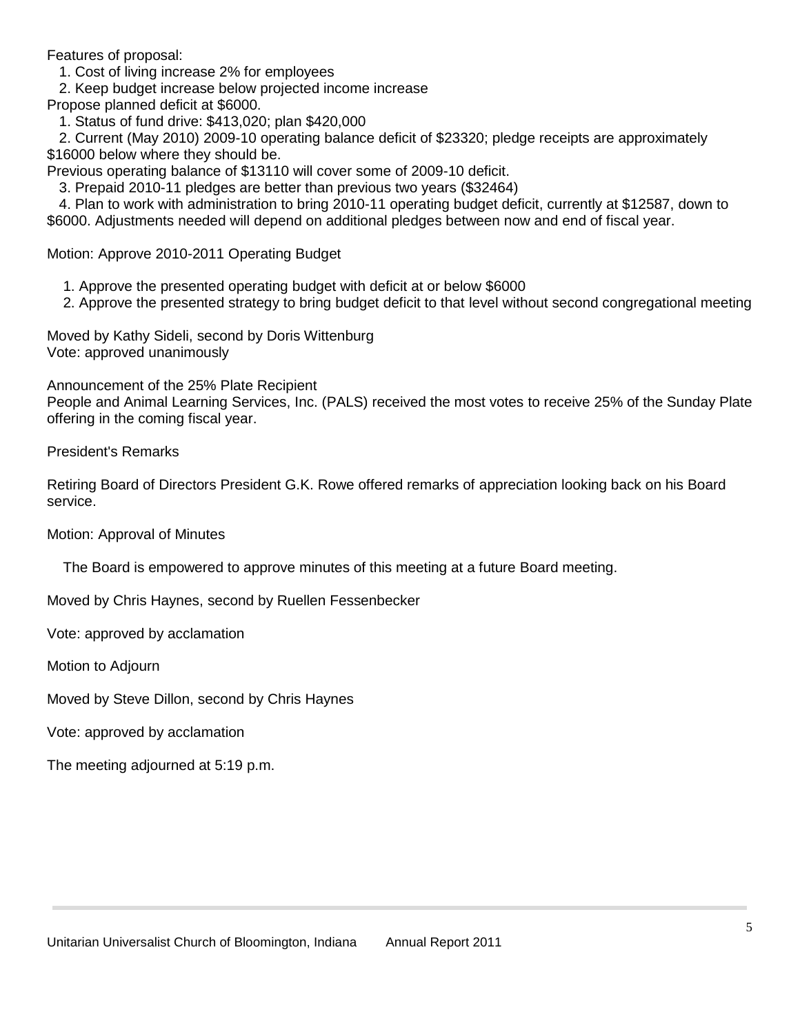Features of proposal:

1. Cost of living increase 2% for employees
2. Keep budget increase below projected income increase

Propose planned deficit at $6000.

1. Status of fund drive: $413,020; plan $420,000
2. Current (May 2010) 2009-10 operating balance deficit of $23320; pledge receipts are approximately $16000 below where they should be.

Previous operating balance of $13110 will cover some of 2009-10 deficit.

3. Prepaid 2010-11 pledges are better than previous two years ($32464)
4. Plan to work with administration to bring 2010-11 operating budget deficit, currently at $12587, down to $6000. Adjustments needed will depend on additional pledges between now and end of fiscal year.

Motion: Approve 2010-2011 Operating Budget

1. Approve the presented operating budget with deficit at or below $6000
2. Approve the presented strategy to bring budget deficit to that level without second congregational meeting

Moved by Kathy Sideli, second by Doris Wittenburg
Vote: approved unanimously

Announcement of the 25% Plate Recipient
People and Animal Learning Services, Inc. (PALS) received the most votes to receive 25% of the Sunday Plate offering in the coming fiscal year.

President's Remarks

Retiring Board of Directors President G.K. Rowe offered remarks of appreciation looking back on his Board service.

Motion: Approval of Minutes

The Board is empowered to approve minutes of this meeting at a future Board meeting.

Moved by Chris Haynes, second by Ruellen Fessenbecker

Vote: approved by acclamation

Motion to Adjourn

Moved by Steve Dillon, second by Chris Haynes

Vote: approved by acclamation

The meeting adjourned at 5:19 p.m.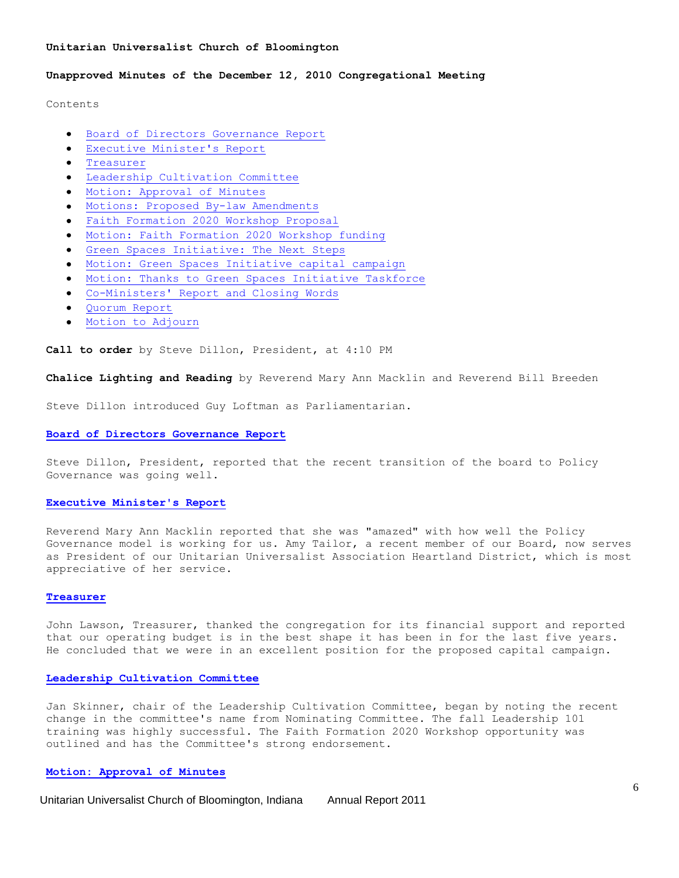**Unitarian Universalist Church of Bloomington**

**Unapproved Minutes of the December 12, 2010 Congregational Meeting**

Contents

- Board of Directors Governance Report
- Executive Minister's Report
- Treasurer
- Leadership Cultivation Committee
- Motion: Approval of Minutes
- Motions: Proposed By-law Amendments
- Faith Formation 2020 Workshop Proposal
- Motion: Faith Formation 2020 Workshop funding
- Green Spaces Initiative: The Next Steps
- Motion: Green Spaces Initiative capital campaign
- Motion: Thanks to Green Spaces Initiative Taskforce
- Co-Ministers' Report and Closing Words
- Quorum Report
- Motion to Adjourn

**Call to order** by Steve Dillon, President, at 4:10 PM

**Chalice Lighting and Reading** by Reverend Mary Ann Macklin and Reverend Bill Breeden

Steve Dillon introduced Guy Loftman as Parliamentarian.

**Board of Directors Governance Report**

Steve Dillon, President, reported that the recent transition of the board to Policy Governance was going well.

**Executive Minister's Report**

Reverend Mary Ann Macklin reported that she was "amazed" with how well the Policy Governance model is working for us. Amy Tailor, a recent member of our Board, now serves as President of our Unitarian Universalist Association Heartland District, which is most appreciative of her service.

**Treasurer**

John Lawson, Treasurer, thanked the congregation for its financial support and reported that our operating budget is in the best shape it has been in for the last five years. He concluded that we were in an excellent position for the proposed capital campaign.

**Leadership Cultivation Committee**

Jan Skinner, chair of the Leadership Cultivation Committee, began by noting the recent change in the committee's name from Nominating Committee. The fall Leadership 101 training was highly successful. The Faith Formation 2020 Workshop opportunity was outlined and has the Committee's strong endorsement.

**Motion: Approval of Minutes**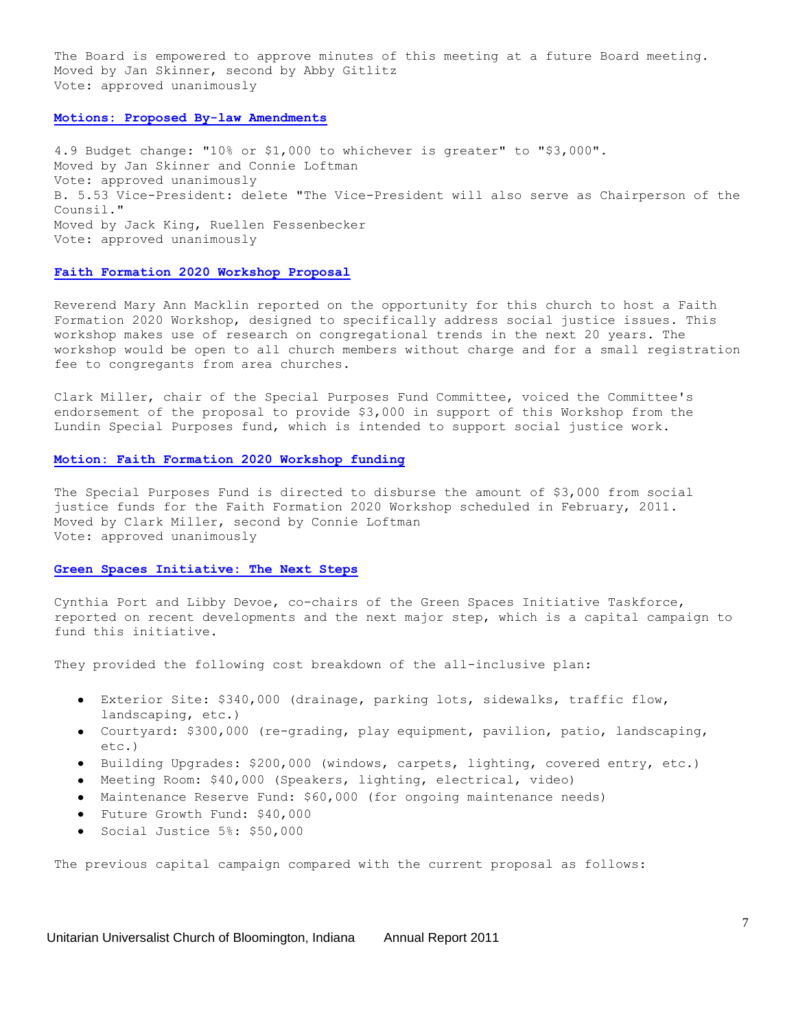The Board is empowered to approve minutes of this meeting at a future Board meeting.
Moved by Jan Skinner, second by Abby Gitlitz
Vote: approved unanimously

**Motions: Proposed By-law Amendments**

4.9 Budget change: "10% or $1,000 to whichever is greater" to "$3,000".
Moved by Jan Skinner and Connie Loftman
Vote: approved unanimously
B. 5.53 Vice-President: delete "The Vice-President will also serve as Chairperson of the Counsil."
Moved by Jack King, Ruellen Fessenbecker
Vote: approved unanimously

**Faith Formation 2020 Workshop Proposal**

Reverend Mary Ann Macklin reported on the opportunity for this church to host a Faith Formation 2020 Workshop, designed to specifically address social justice issues. This workshop makes use of research on congregational trends in the next 20 years. The workshop would be open to all church members without charge and for a small registration fee to congregants from area churches.

Clark Miller, chair of the Special Purposes Fund Committee, voiced the Committee's endorsement of the proposal to provide $3,000 in support of this Workshop from the Lundin Special Purposes fund, which is intended to support social justice work.

**Motion: Faith Formation 2020 Workshop funding**

The Special Purposes Fund is directed to disburse the amount of $3,000 from social justice funds for the Faith Formation 2020 Workshop scheduled in February, 2011.
Moved by Clark Miller, second by Connie Loftman
Vote: approved unanimously

**Green Spaces Initiative: The Next Steps**

Cynthia Port and Libby Devoe, co-chairs of the Green Spaces Initiative Taskforce, reported on recent developments and the next major step, which is a capital campaign to fund this initiative.

They provided the following cost breakdown of the all-inclusive plan:

- Exterior Site: $340,000 (drainage, parking lots, sidewalks, traffic flow, landscaping, etc.)
- Courtyard: $300,000 (re-grading, play equipment, pavilion, patio, landscaping, etc.)
- Building Upgrades: $200,000 (windows, carpets, lighting, covered entry, etc.)
- Meeting Room: $40,000 (Speakers, lighting, electrical, video)
- Maintenance Reserve Fund: $60,000 (for ongoing maintenance needs)
- Future Growth Fund: $40,000
- Social Justice 5%: $50,000

The previous capital campaign compared with the current proposal as follows: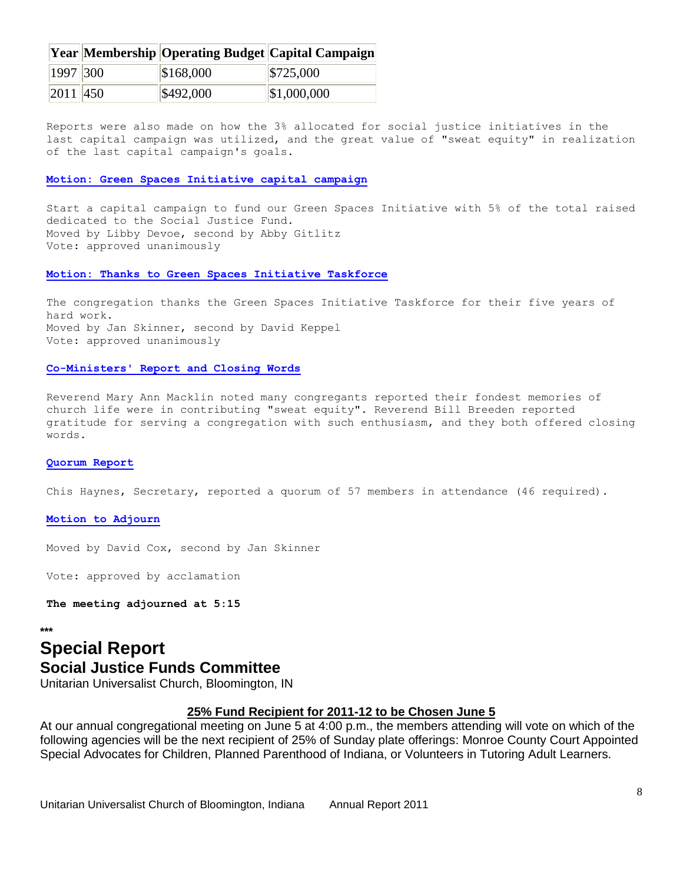| Year | Membership | Operating Budget | Capital Campaign |
| --- | --- | --- | --- |
| 1997 | 300 | $168,000 | $725,000 |
| 2011 | 450 | $492,000 | $1,000,000 |

Reports were also made on how the 3% allocated for social justice initiatives in the last capital campaign was utilized, and the great value of "sweat equity" in realization of the last capital campaign's goals.

**Motion: Green Spaces Initiative capital campaign**

Start a capital campaign to fund our Green Spaces Initiative with 5% of the total raised dedicated to the Social Justice Fund.
Moved by Libby Devoe, second by Abby Gitlitz
Vote: approved unanimously

**Motion: Thanks to Green Spaces Initiative Taskforce**

The congregation thanks the Green Spaces Initiative Taskforce for their five years of hard work.
Moved by Jan Skinner, second by David Keppel
Vote: approved unanimously

**Co-Ministers' Report and Closing Words**

Reverend Mary Ann Macklin noted many congregants reported their fondest memories of church life were in contributing "sweat equity". Reverend Bill Breeden reported gratitude for serving a congregation with such enthusiasm, and they both offered closing words.

**Quorum Report**

Chis Haynes, Secretary, reported a quorum of 57 members in attendance (46 required).

**Motion to Adjourn**

Moved by David Cox, second by Jan Skinner

Vote: approved by acclamation

**The meeting adjourned at 5:15**

***

## Special Report
### Social Justice Funds Committee

Unitarian Universalist Church, Bloomington, IN

**25% Fund Recipient for 2011-12 to be Chosen June 5**

At our annual congregational meeting on June 5 at 4:00 p.m., the members attending will vote on which of the following agencies will be the next recipient of 25% of Sunday plate offerings: Monroe County Court Appointed Special Advocates for Children, Planned Parenthood of Indiana, or Volunteers in Tutoring Adult Learners.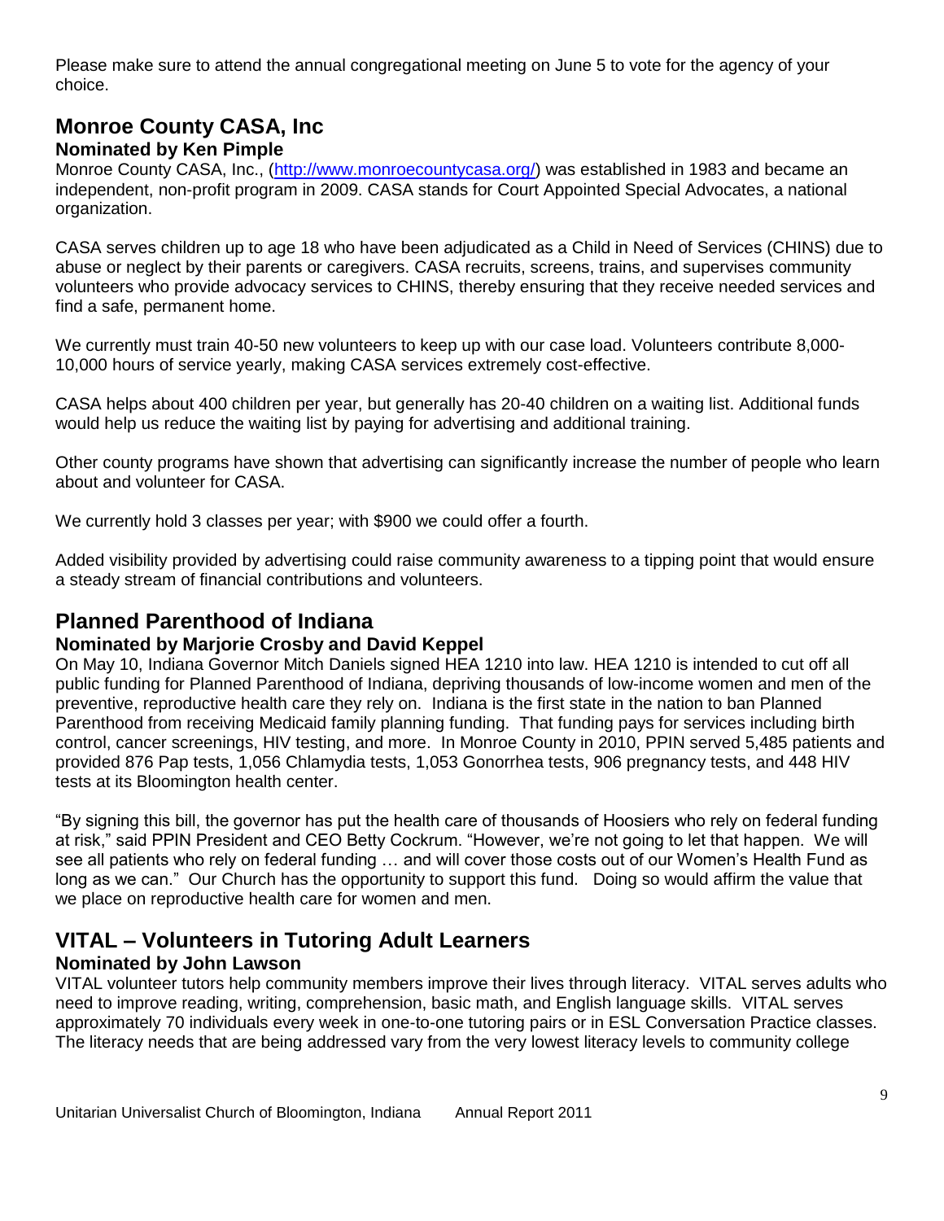Please make sure to attend the annual congregational meeting on June 5 to vote for the agency of your choice.

## Monroe County CASA, Inc

### Nominated by Ken Pimple

Monroe County CASA, Inc., (http://www.monroecountycasa.org/) was established in 1983 and became an independent, non-profit program in 2009. CASA stands for Court Appointed Special Advocates, a national organization.

CASA serves children up to age 18 who have been adjudicated as a Child in Need of Services (CHINS) due to abuse or neglect by their parents or caregivers. CASA recruits, screens, trains, and supervises community volunteers who provide advocacy services to CHINS, thereby ensuring that they receive needed services and find a safe, permanent home.

We currently must train 40-50 new volunteers to keep up with our case load. Volunteers contribute 8,000-10,000 hours of service yearly, making CASA services extremely cost-effective.

CASA helps about 400 children per year, but generally has 20-40 children on a waiting list. Additional funds would help us reduce the waiting list by paying for advertising and additional training.

Other county programs have shown that advertising can significantly increase the number of people who learn about and volunteer for CASA.

We currently hold 3 classes per year; with $900 we could offer a fourth.

Added visibility provided by advertising could raise community awareness to a tipping point that would ensure a steady stream of financial contributions and volunteers.

## Planned Parenthood of Indiana

### Nominated by Marjorie Crosby and David Keppel

On May 10, Indiana Governor Mitch Daniels signed HEA 1210 into law. HEA 1210 is intended to cut off all public funding for Planned Parenthood of Indiana, depriving thousands of low-income women and men of the preventive, reproductive health care they rely on. Indiana is the first state in the nation to ban Planned Parenthood from receiving Medicaid family planning funding. That funding pays for services including birth control, cancer screenings, HIV testing, and more. In Monroe County in 2010, PPIN served 5,485 patients and provided 876 Pap tests, 1,056 Chlamydia tests, 1,053 Gonorrhea tests, 906 pregnancy tests, and 448 HIV tests at its Bloomington health center.

"By signing this bill, the governor has put the health care of thousands of Hoosiers who rely on federal funding at risk," said PPIN President and CEO Betty Cockrum. "However, we're not going to let that happen. We will see all patients who rely on federal funding … and will cover those costs out of our Women's Health Fund as long as we can." Our Church has the opportunity to support this fund. Doing so would affirm the value that we place on reproductive health care for women and men.

## VITAL – Volunteers in Tutoring Adult Learners

### Nominated by John Lawson

VITAL volunteer tutors help community members improve their lives through literacy. VITAL serves adults who need to improve reading, writing, comprehension, basic math, and English language skills. VITAL serves approximately 70 individuals every week in one-to-one tutoring pairs or in ESL Conversation Practice classes. The literacy needs that are being addressed vary from the very lowest literacy levels to community college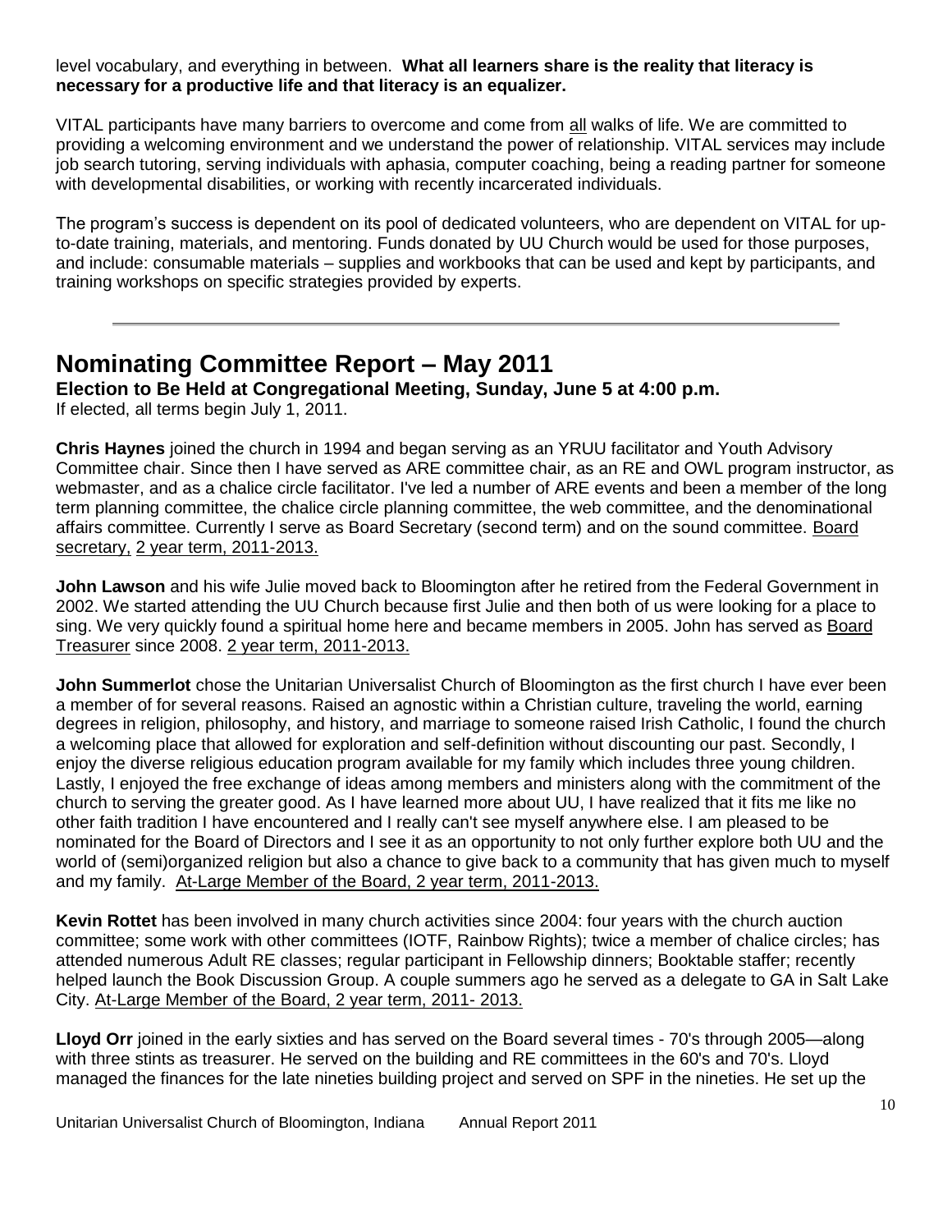level vocabulary, and everything in between. **What all learners share is the reality that literacy is necessary for a productive life and that literacy is an equalizer.**

VITAL participants have many barriers to overcome and come from all walks of life. We are committed to providing a welcoming environment and we understand the power of relationship. VITAL services may include job search tutoring, serving individuals with aphasia, computer coaching, being a reading partner for someone with developmental disabilities, or working with recently incarcerated individuals.

The program's success is dependent on its pool of dedicated volunteers, who are dependent on VITAL for up-to-date training, materials, and mentoring. Funds donated by UU Church would be used for those purposes, and include: consumable materials – supplies and workbooks that can be used and kept by participants, and training workshops on specific strategies provided by experts.

---

# Nominating Committee Report – May 2011

**Election to Be Held at Congregational Meeting, Sunday, June 5 at 4:00 p.m.**

If elected, all terms begin July 1, 2011.

**Chris Haynes** joined the church in 1994 and began serving as an YRUU facilitator and Youth Advisory Committee chair. Since then I have served as ARE committee chair, as an RE and OWL program instructor, as webmaster, and as a chalice circle facilitator. I've led a number of ARE events and been a member of the long term planning committee, the chalice circle planning committee, the web committee, and the denominational affairs committee. Currently I serve as Board Secretary (second term) and on the sound committee. Board secretary, 2 year term, 2011-2013.

**John Lawson** and his wife Julie moved back to Bloomington after he retired from the Federal Government in 2002. We started attending the UU Church because first Julie and then both of us were looking for a place to sing. We very quickly found a spiritual home here and became members in 2005. John has served as Board Treasurer since 2008. 2 year term, 2011-2013.

**John Summerlot** chose the Unitarian Universalist Church of Bloomington as the first church I have ever been a member of for several reasons. Raised an agnostic within a Christian culture, traveling the world, earning degrees in religion, philosophy, and history, and marriage to someone raised Irish Catholic, I found the church a welcoming place that allowed for exploration and self-definition without discounting our past. Secondly, I enjoy the diverse religious education program available for my family which includes three young children. Lastly, I enjoyed the free exchange of ideas among members and ministers along with the commitment of the church to serving the greater good. As I have learned more about UU, I have realized that it fits me like no other faith tradition I have encountered and I really can't see myself anywhere else. I am pleased to be nominated for the Board of Directors and I see it as an opportunity to not only further explore both UU and the world of (semi)organized religion but also a chance to give back to a community that has given much to myself and my family. At-Large Member of the Board, 2 year term, 2011-2013.

**Kevin Rottet** has been involved in many church activities since 2004: four years with the church auction committee; some work with other committees (IOTF, Rainbow Rights); twice a member of chalice circles; has attended numerous Adult RE classes; regular participant in Fellowship dinners; Booktable staffer; recently helped launch the Book Discussion Group. A couple summers ago he served as a delegate to GA in Salt Lake City. At-Large Member of the Board, 2 year term, 2011- 2013.

**Lloyd Orr** joined in the early sixties and has served on the Board several times - 70's through 2005—along with three stints as treasurer. He served on the building and RE committees in the 60's and 70's. Lloyd managed the finances for the late nineties building project and served on SPF in the nineties. He set up the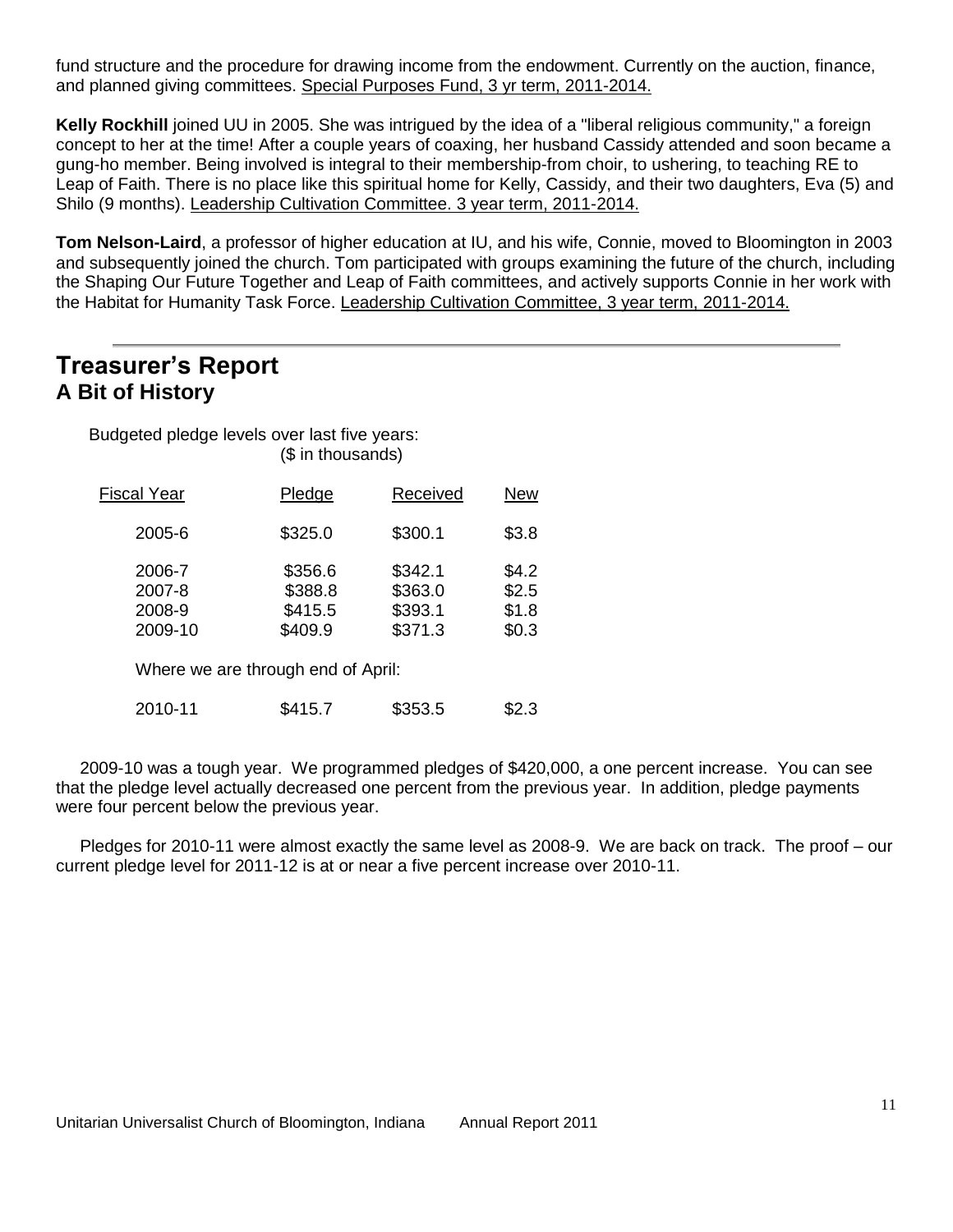fund structure and the procedure for drawing income from the endowment. Currently on the auction, finance, and planned giving committees. Special Purposes Fund, 3 yr term, 2011-2014.

**Kelly Rockhill** joined UU in 2005. She was intrigued by the idea of a "liberal religious community," a foreign concept to her at the time! After a couple years of coaxing, her husband Cassidy attended and soon became a gung-ho member. Being involved is integral to their membership-from choir, to ushering, to teaching RE to Leap of Faith. There is no place like this spiritual home for Kelly, Cassidy, and their two daughters, Eva (5) and Shilo (9 months). Leadership Cultivation Committee. 3 year term, 2011-2014.

**Tom Nelson-Laird**, a professor of higher education at IU, and his wife, Connie, moved to Bloomington in 2003 and subsequently joined the church. Tom participated with groups examining the future of the church, including the Shaping Our Future Together and Leap of Faith committees, and actively supports Connie in her work with the Habitat for Humanity Task Force. Leadership Cultivation Committee, 3 year term, 2011-2014.

---

# Treasurer's Report

## A Bit of History

Budgeted pledge levels over last five years:
($ in thousands)

| Fiscal Year | Pledge | Received | New |
|---|---|---|---|
| 2005-6 | $325.0 | $300.1 | $3.8 |
| 2006-7 | $356.6 | $342.1 | $4.2 |
| 2007-8 | $388.8 | $363.0 | $2.5 |
| 2008-9 | $415.5 | $393.1 | $1.8 |
| 2009-10 | $409.9 | $371.3 | $0.3 |
| Where we are through end of April: | | | |
| 2010-11 | $415.7 | $353.5 | $2.3 |

2009-10 was a tough year. We programmed pledges of $420,000, a one percent increase. You can see that the pledge level actually decreased one percent from the previous year. In addition, pledge payments were four percent below the previous year.

Pledges for 2010-11 were almost exactly the same level as 2008-9. We are back on track. The proof – our current pledge level for 2011-12 is at or near a five percent increase over 2010-11.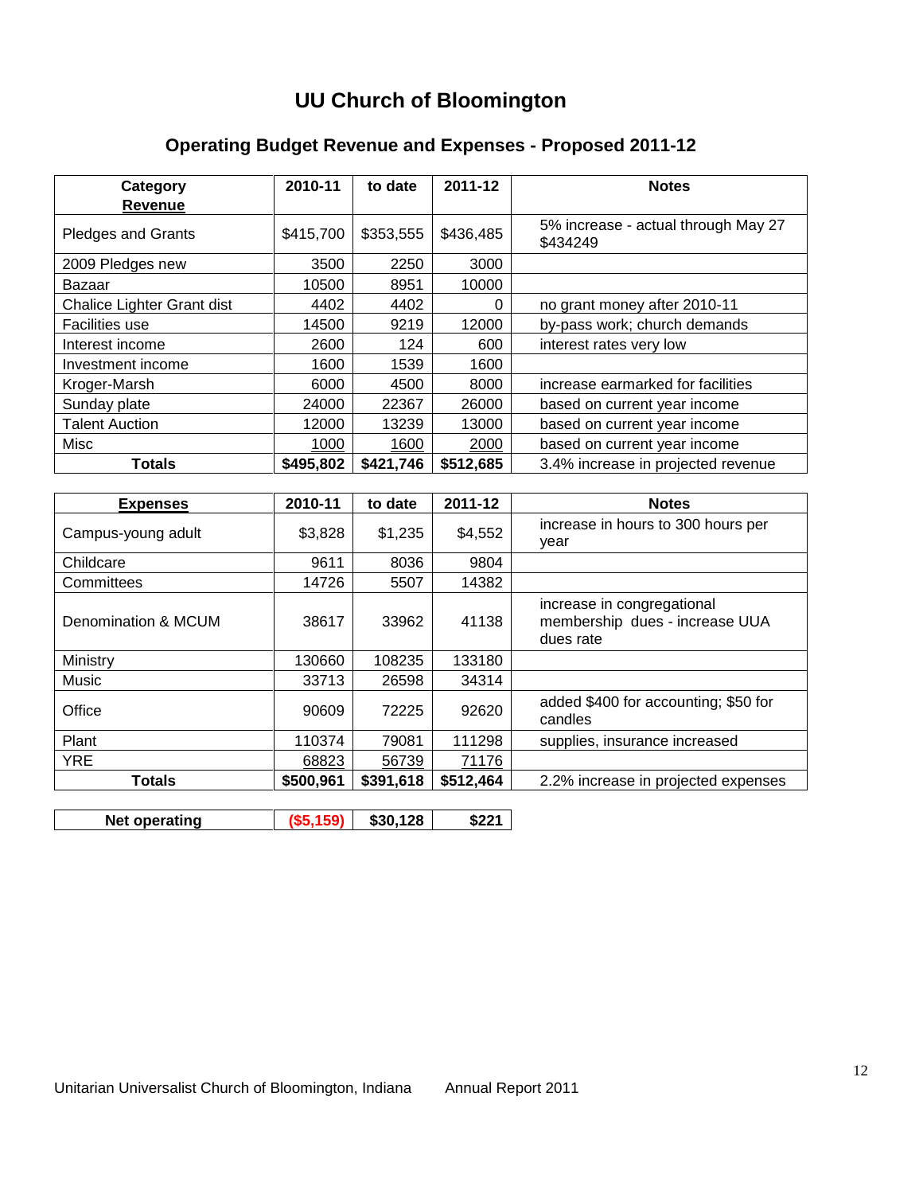# UU Church of Bloomington

## Operating Budget Revenue and Expenses - Proposed 2011-12

| Category<br>**Revenue** | 2010-11 | to date | 2011-12 | Notes |
|---|---|---|---|---|
| Pledges and Grants | $415,700 | $353,555 | $436,485 | 5% increase - actual through May 27 $434249 |
| 2009 Pledges new | 3500 | 2250 | 3000 | |
| Bazaar | 10500 | 8951 | 10000 | |
| Chalice Lighter Grant dist | 4402 | 4402 | 0 | no grant money after 2010-11 |
| Facilities use | 14500 | 9219 | 12000 | by-pass work; church demands |
| Interest income | 2600 | 124 | 600 | interest rates very low |
| Investment income | 1600 | 1539 | 1600 | |
| Kroger-Marsh | 6000 | 4500 | 8000 | increase earmarked for facilities |
| Sunday plate | 24000 | 22367 | 26000 | based on current year income |
| Talent Auction | 12000 | 13239 | 13000 | based on current year income |
| Misc | 1000 | 1600 | 2000 | based on current year income |
| **Totals** | **$495,802** | **$421,746** | **$512,685** | 3.4% increase in projected revenue |

| **Expenses** | 2010-11 | to date | 2011-12 | Notes |
|---|---|---|---|---|
| Campus-young adult | $3,828 | $1,235 | $4,552 | increase in hours to 300 hours per year |
| Childcare | 9611 | 8036 | 9804 | |
| Committees | 14726 | 5507 | 14382 | |
| Denomination & MCUM | 38617 | 33962 | 41138 | increase in congregational membership dues - increase UUA dues rate |
| Ministry | 130660 | 108235 | 133180 | |
| Music | 33713 | 26598 | 34314 | |
| Office | 90609 | 72225 | 92620 | added $400 for accounting; $50 for candles |
| Plant | 110374 | 79081 | 111298 | supplies, insurance increased |
| YRE | 68823 | 56739 | 71176 | |
| **Totals** | **$500,961** | **$391,618** | **$512,464** | 2.2% increase in projected expenses |

| **Net operating** | **($5,159)** | **$30,128** | **$221** |
|---|---|---|---|

Unitarian Universalist Church of Bloomington, Indiana Annual Report 2011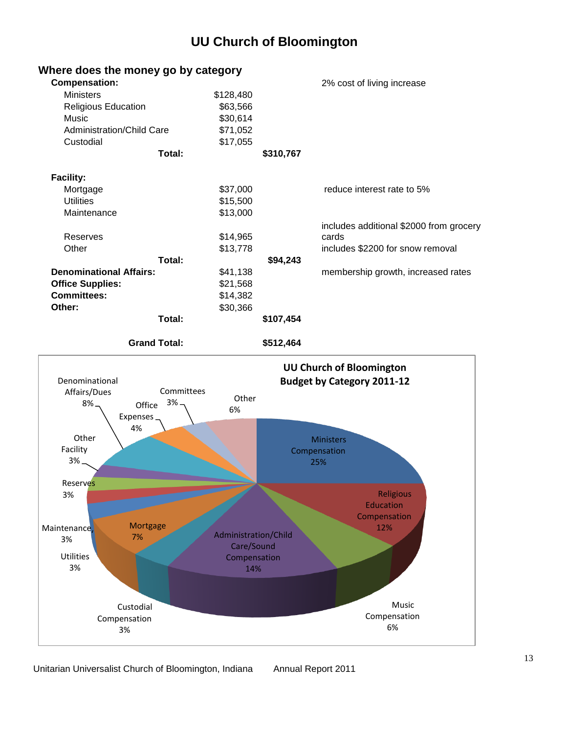# UU Church of Bloomington

## Where does the money go by category

| | | | |
|---|---|---|---|
| **Compensation:** | | | 2% cost of living increase |
| Ministers | $128,480 | | |
| Religious Education | $63,566 | | |
| Music | $30,614 | | |
| Administration/Child Care | $71,052 | | |
| Custodial | $17,055 | | |
| **Total:** | | **$310,767** | |
| | | | |
| **Facility:** | | | |
| Mortgage | $37,000 | | reduce interest rate to 5% |
| Utilities | $15,500 | | |
| Maintenance | $13,000 | | |
| Reserves | $14,965 | | includes additional $2000 from grocery cards |
| Other | $13,778 | | includes $2200 for snow removal |
| **Total:** | | **$94,243** | |
| **Denominational Affairs:** | $41,138 | | membership growth, increased rates |
| **Office Supplies:** | $21,568 | | |
| **Committees:** | $14,382 | | |
| **Other:** | $30,366 | | |
| **Total:** | | **$107,454** | |
| | | | |
| **Grand Total:** | | **$512,464** | |

**UU Church of Bloomington Budget by Category 2011-12**

| Category | Percent |
|---|---|
| Ministers Compensation | 25% |
| Religious Education Compensation | 12% |
| Music Compensation | 6% |
| Administration/Child Care/Sound Compensation | 14% |
| Custodial Compensation | 3% |
| Mortgage | 7% |
| Utilities | 3% |
| Maintenance | 3% |
| Reserves | 3% |
| Other Facility | 3% |
| Denominational Affairs/Dues | 8% |
| Office Expenses | 4% |
| Committees | 3% |
| Other | 6% |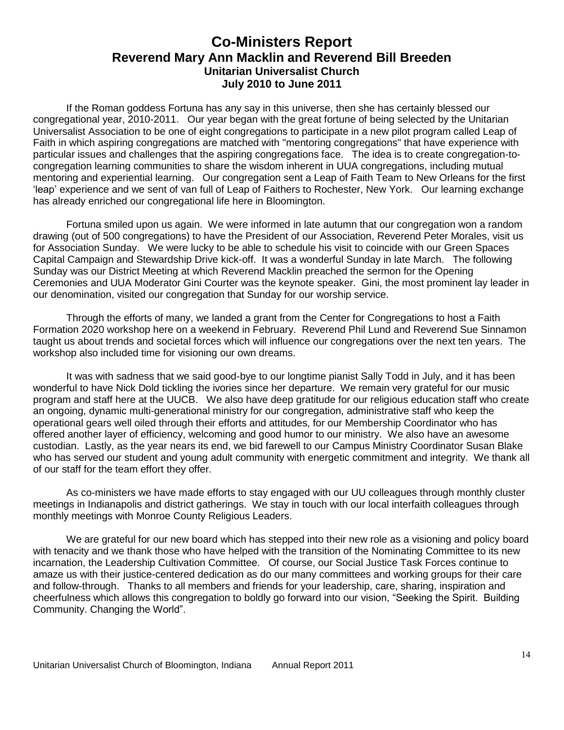# Co-Ministers Report

## Reverend Mary Ann Macklin and Reverend Bill Breeden

### Unitarian Universalist Church

### July 2010 to June 2011

If the Roman goddess Fortuna has any say in this universe, then she has certainly blessed our congregational year, 2010-2011. Our year began with the great fortune of being selected by the Unitarian Universalist Association to be one of eight congregations to participate in a new pilot program called Leap of Faith in which aspiring congregations are matched with "mentoring congregations" that have experience with particular issues and challenges that the aspiring congregations face. The idea is to create congregation-to-congregation learning communities to share the wisdom inherent in UUA congregations, including mutual mentoring and experiential learning. Our congregation sent a Leap of Faith Team to New Orleans for the first 'leap' experience and we sent of van full of Leap of Faithers to Rochester, New York. Our learning exchange has already enriched our congregational life here in Bloomington.

Fortuna smiled upon us again. We were informed in late autumn that our congregation won a random drawing (out of 500 congregations) to have the President of our Association, Reverend Peter Morales, visit us for Association Sunday. We were lucky to be able to schedule his visit to coincide with our Green Spaces Capital Campaign and Stewardship Drive kick-off. It was a wonderful Sunday in late March. The following Sunday was our District Meeting at which Reverend Macklin preached the sermon for the Opening Ceremonies and UUA Moderator Gini Courter was the keynote speaker. Gini, the most prominent lay leader in our denomination, visited our congregation that Sunday for our worship service.

Through the efforts of many, we landed a grant from the Center for Congregations to host a Faith Formation 2020 workshop here on a weekend in February. Reverend Phil Lund and Reverend Sue Sinnamon taught us about trends and societal forces which will influence our congregations over the next ten years. The workshop also included time for visioning our own dreams.

It was with sadness that we said good-bye to our longtime pianist Sally Todd in July, and it has been wonderful to have Nick Dold tickling the ivories since her departure. We remain very grateful for our music program and staff here at the UUCB. We also have deep gratitude for our religious education staff who create an ongoing, dynamic multi-generational ministry for our congregation, administrative staff who keep the operational gears well oiled through their efforts and attitudes, for our Membership Coordinator who has offered another layer of efficiency, welcoming and good humor to our ministry. We also have an awesome custodian. Lastly, as the year nears its end, we bid farewell to our Campus Ministry Coordinator Susan Blake who has served our student and young adult community with energetic commitment and integrity. We thank all of our staff for the team effort they offer.

As co-ministers we have made efforts to stay engaged with our UU colleagues through monthly cluster meetings in Indianapolis and district gatherings. We stay in touch with our local interfaith colleagues through monthly meetings with Monroe County Religious Leaders.

We are grateful for our new board which has stepped into their new role as a visioning and policy board with tenacity and we thank those who have helped with the transition of the Nominating Committee to its new incarnation, the Leadership Cultivation Committee. Of course, our Social Justice Task Forces continue to amaze us with their justice-centered dedication as do our many committees and working groups for their care and follow-through. Thanks to all members and friends for your leadership, care, sharing, inspiration and cheerfulness which allows this congregation to boldly go forward into our vision, "Seeking the Spirit. Building Community. Changing the World".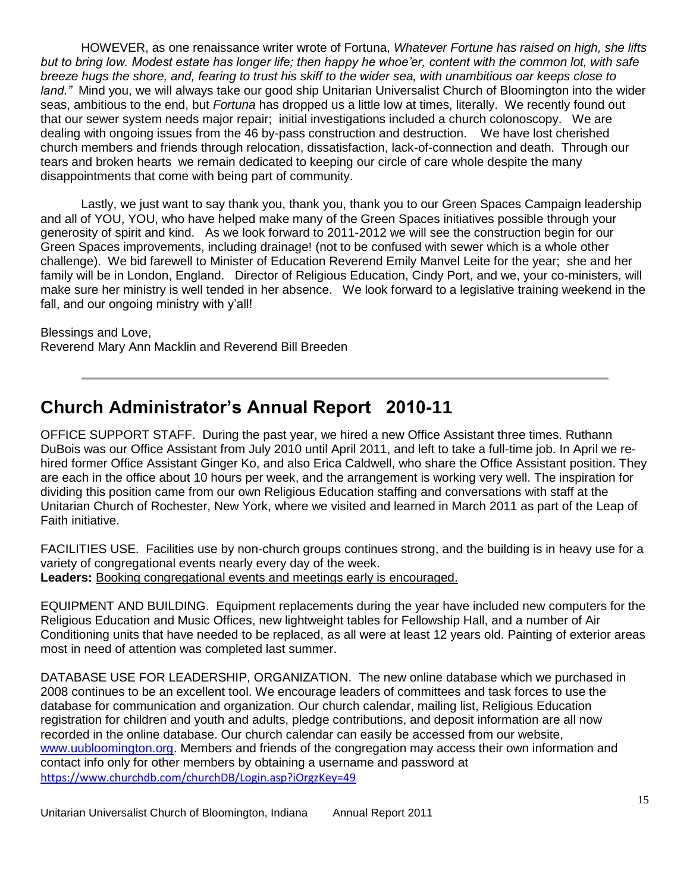HOWEVER, as one renaissance writer wrote of Fortuna, *Whatever Fortune has raised on high, she lifts but to bring low. Modest estate has longer life; then happy he whoe'er, content with the common lot, with safe breeze hugs the shore, and, fearing to trust his skiff to the wider sea, with unambitious oar keeps close to land."* Mind you, we will always take our good ship Unitarian Universalist Church of Bloomington into the wider seas, ambitious to the end, but *Fortuna* has dropped us a little low at times, literally. We recently found out that our sewer system needs major repair; initial investigations included a church colonoscopy. We are dealing with ongoing issues from the 46 by-pass construction and destruction. We have lost cherished church members and friends through relocation, dissatisfaction, lack-of-connection and death. Through our tears and broken hearts we remain dedicated to keeping our circle of care whole despite the many disappointments that come with being part of community.

Lastly, we just want to say thank you, thank you, thank you to our Green Spaces Campaign leadership and all of YOU, YOU, who have helped make many of the Green Spaces initiatives possible through your generosity of spirit and kind. As we look forward to 2011-2012 we will see the construction begin for our Green Spaces improvements, including drainage! (not to be confused with sewer which is a whole other challenge). We bid farewell to Minister of Education Reverend Emily Manvel Leite for the year; she and her family will be in London, England. Director of Religious Education, Cindy Port, and we, your co-ministers, will make sure her ministry is well tended in her absence. We look forward to a legislative training weekend in the fall, and our ongoing ministry with y'all!

Blessings and Love,
Reverend Mary Ann Macklin and Reverend Bill Breeden

---

## Church Administrator's Annual Report 2010-11

OFFICE SUPPORT STAFF. During the past year, we hired a new Office Assistant three times. Ruthann DuBois was our Office Assistant from July 2010 until April 2011, and left to take a full-time job. In April we re-hired former Office Assistant Ginger Ko, and also Erica Caldwell, who share the Office Assistant position. They are each in the office about 10 hours per week, and the arrangement is working very well. The inspiration for dividing this position came from our own Religious Education staffing and conversations with staff at the Unitarian Church of Rochester, New York, where we visited and learned in March 2011 as part of the Leap of Faith initiative.

FACILITIES USE. Facilities use by non-church groups continues strong, and the building is in heavy use for a variety of congregational events nearly every day of the week.
**Leaders:** Booking congregational events and meetings early is encouraged.

EQUIPMENT AND BUILDING. Equipment replacements during the year have included new computers for the Religious Education and Music Offices, new lightweight tables for Fellowship Hall, and a number of Air Conditioning units that have needed to be replaced, as all were at least 12 years old. Painting of exterior areas most in need of attention was completed last summer.

DATABASE USE FOR LEADERSHIP, ORGANIZATION. The new online database which we purchased in 2008 continues to be an excellent tool. We encourage leaders of committees and task forces to use the database for communication and organization. Our church calendar, mailing list, Religious Education registration for children and youth and adults, pledge contributions, and deposit information are all now recorded in the online database. Our church calendar can easily be accessed from our website, www.uubloomington.org. Members and friends of the congregation may access their own information and contact info only for other members by obtaining a username and password at https://www.churchdb.com/churchDB/Login.asp?iOrgzKey=49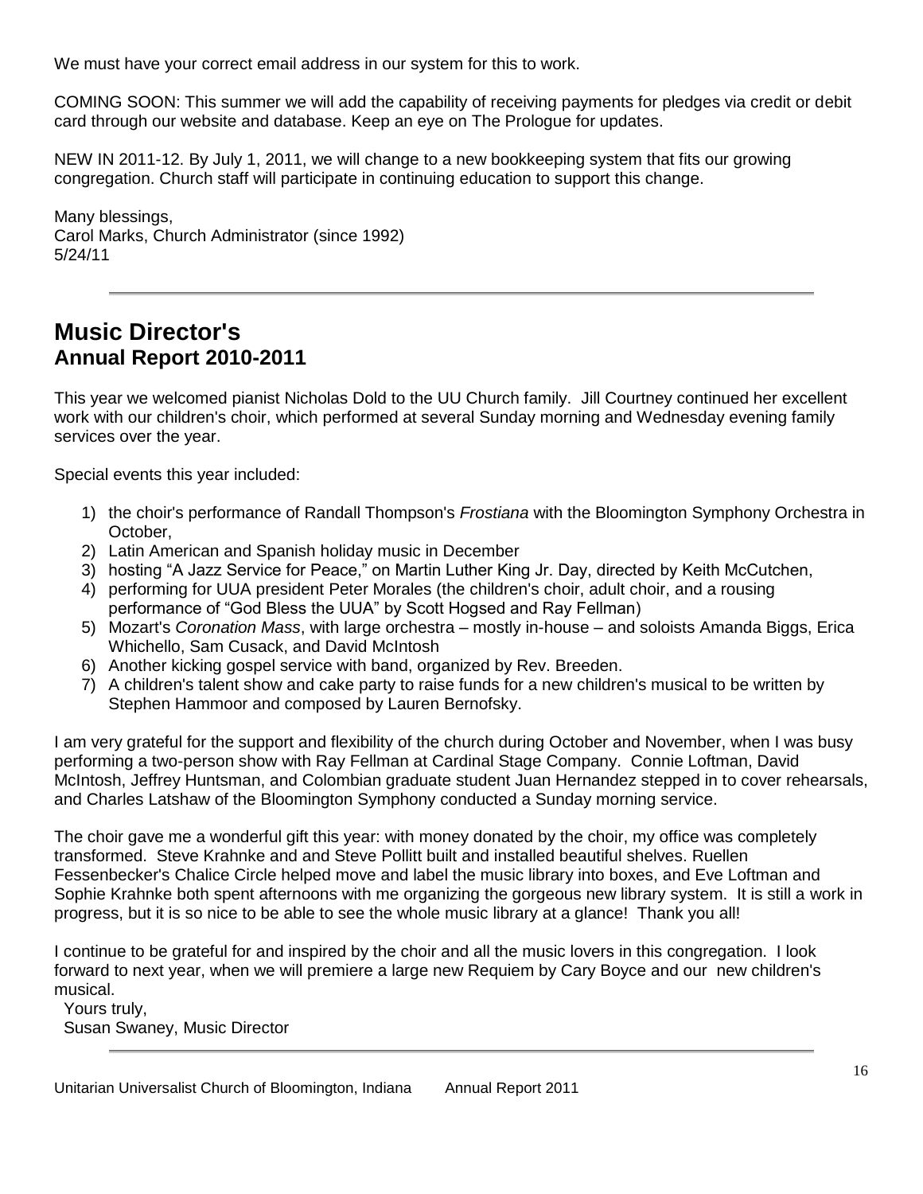We must have your correct email address in our system for this to work.

COMING SOON: This summer we will add the capability of receiving payments for pledges via credit or debit card through our website and database. Keep an eye on The Prologue for updates.

NEW IN 2011-12. By July 1, 2011, we will change to a new bookkeeping system that fits our growing congregation. Church staff will participate in continuing education to support this change.

Many blessings,
Carol Marks, Church Administrator (since 1992)
5/24/11

---

## Music Director's
### Annual Report 2010-2011

This year we welcomed pianist Nicholas Dold to the UU Church family. Jill Courtney continued her excellent work with our children's choir, which performed at several Sunday morning and Wednesday evening family services over the year.

Special events this year included:

1) the choir's performance of Randall Thompson's *Frostiana* with the Bloomington Symphony Orchestra in October,
2) Latin American and Spanish holiday music in December
3) hosting "A Jazz Service for Peace," on Martin Luther King Jr. Day, directed by Keith McCutchen,
4) performing for UUA president Peter Morales (the children's choir, adult choir, and a rousing performance of "God Bless the UUA" by Scott Hogsed and Ray Fellman)
5) Mozart's *Coronation Mass*, with large orchestra – mostly in-house – and soloists Amanda Biggs, Erica Whichello, Sam Cusack, and David McIntosh
6) Another kicking gospel service with band, organized by Rev. Breeden.
7) A children's talent show and cake party to raise funds for a new children's musical to be written by Stephen Hammoor and composed by Lauren Bernofsky.

I am very grateful for the support and flexibility of the church during October and November, when I was busy performing a two-person show with Ray Fellman at Cardinal Stage Company. Connie Loftman, David McIntosh, Jeffrey Huntsman, and Colombian graduate student Juan Hernandez stepped in to cover rehearsals, and Charles Latshaw of the Bloomington Symphony conducted a Sunday morning service.

The choir gave me a wonderful gift this year: with money donated by the choir, my office was completely transformed. Steve Krahnke and and Steve Pollitt built and installed beautiful shelves. Ruellen Fessenbecker's Chalice Circle helped move and label the music library into boxes, and Eve Loftman and Sophie Krahnke both spent afternoons with me organizing the gorgeous new library system. It is still a work in progress, but it is so nice to be able to see the whole music library at a glance! Thank you all!

I continue to be grateful for and inspired by the choir and all the music lovers in this congregation. I look forward to next year, when we will premiere a large new Requiem by Cary Boyce and our new children's musical.

Yours truly,
Susan Swaney, Music Director

---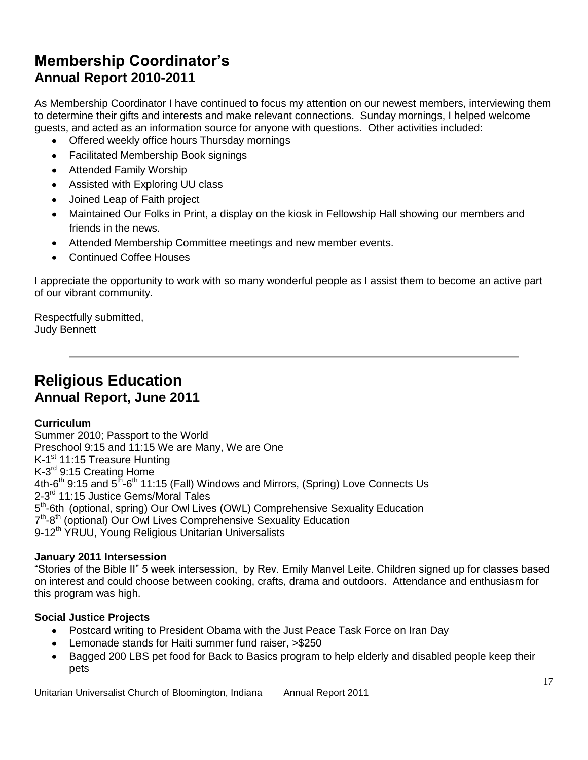## Membership Coordinator's
### Annual Report 2010-2011

As Membership Coordinator I have continued to focus my attention on our newest members, interviewing them to determine their gifts and interests and make relevant connections. Sunday mornings, I helped welcome guests, and acted as an information source for anyone with questions. Other activities included:

- Offered weekly office hours Thursday mornings
- Facilitated Membership Book signings
- Attended Family Worship
- Assisted with Exploring UU class
- Joined Leap of Faith project
- Maintained Our Folks in Print, a display on the kiosk in Fellowship Hall showing our members and friends in the news.
- Attended Membership Committee meetings and new member events.
- Continued Coffee Houses

I appreciate the opportunity to work with so many wonderful people as I assist them to become an active part of our vibrant community.

Respectfully submitted,
Judy Bennett

---

## Religious Education
### Annual Report, June 2011

**Curriculum**

Summer 2010; Passport to the World
Preschool 9:15 and 11:15 We are Many, We are One
K-1st 11:15 Treasure Hunting
K-3rd 9:15 Creating Home
4th-6th 9:15 and 5th-6th 11:15 (Fall) Windows and Mirrors, (Spring) Love Connects Us
2-3rd 11:15 Justice Gems/Moral Tales
5th-6th (optional, spring) Our Owl Lives (OWL) Comprehensive Sexuality Education
7th-8th (optional) Our Owl Lives Comprehensive Sexuality Education
9-12th YRUU, Young Religious Unitarian Universalists

**January 2011 Intersession**

"Stories of the Bible II" 5 week intersession, by Rev. Emily Manvel Leite. Children signed up for classes based on interest and could choose between cooking, crafts, drama and outdoors. Attendance and enthusiasm for this program was high.

**Social Justice Projects**

- Postcard writing to President Obama with the Just Peace Task Force on Iran Day
- Lemonade stands for Haiti summer fund raiser, >$250
- Bagged 200 LBS pet food for Back to Basics program to help elderly and disabled people keep their pets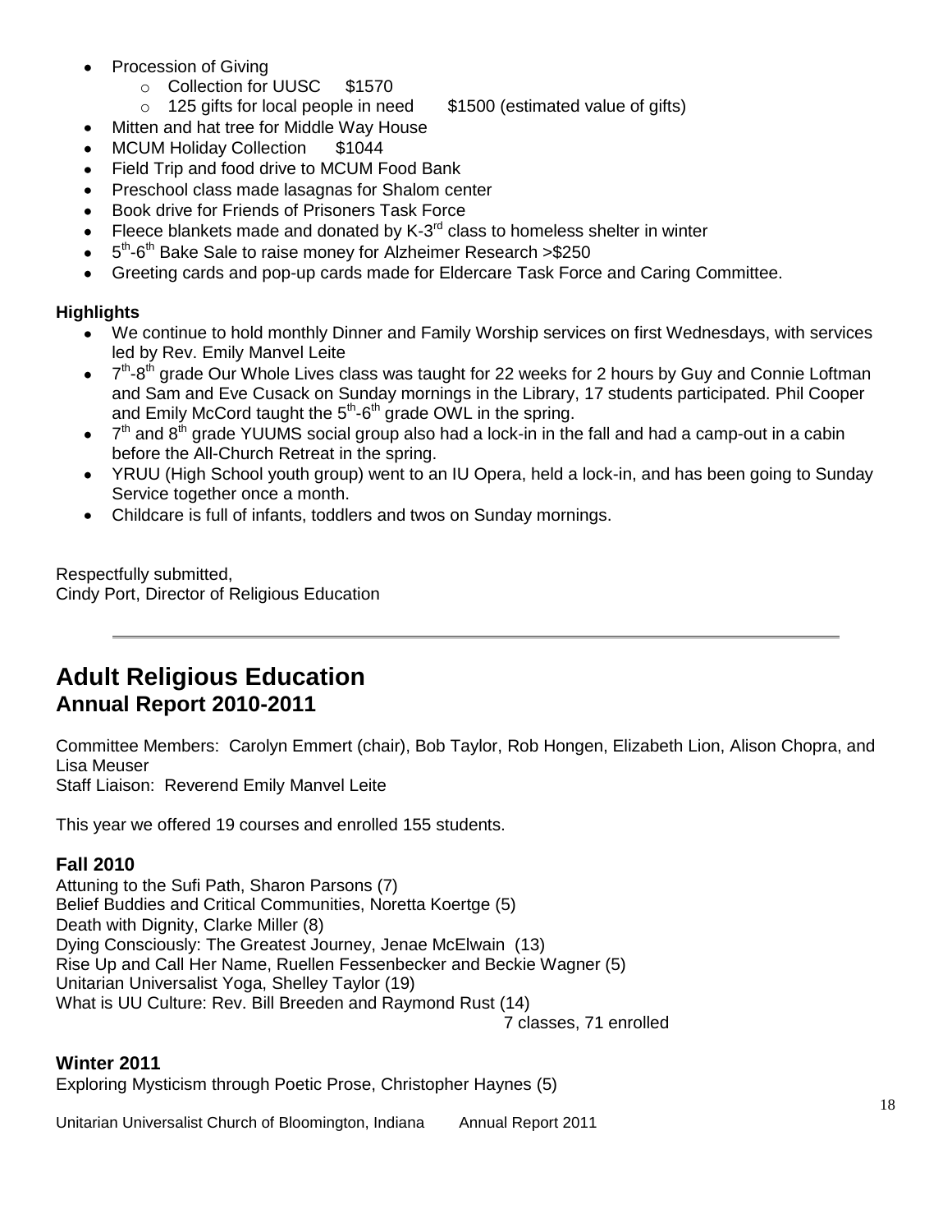- Procession of Giving
  - Collection for UUSC  $1570
  - 125 gifts for local people in need  $1500 (estimated value of gifts)
- Mitten and hat tree for Middle Way House
- MCUM Holiday Collection  $1044
- Field Trip and food drive to MCUM Food Bank
- Preschool class made lasagnas for Shalom center
- Book drive for Friends of Prisoners Task Force
- Fleece blankets made and donated by K-3rd class to homeless shelter in winter
- 5th-6th Bake Sale to raise money for Alzheimer Research >$250
- Greeting cards and pop-up cards made for Eldercare Task Force and Caring Committee.

**Highlights**

- We continue to hold monthly Dinner and Family Worship services on first Wednesdays, with services led by Rev. Emily Manvel Leite
- 7th-8th grade Our Whole Lives class was taught for 22 weeks for 2 hours by Guy and Connie Loftman and Sam and Eve Cusack on Sunday mornings in the Library, 17 students participated. Phil Cooper and Emily McCord taught the 5th-6th grade OWL in the spring.
- 7th and 8th grade YUUMS social group also had a lock-in in the fall and had a camp-out in a cabin before the All-Church Retreat in the spring.
- YRUU (High School youth group) went to an IU Opera, held a lock-in, and has been going to Sunday Service together once a month.
- Childcare is full of infants, toddlers and twos on Sunday mornings.

Respectfully submitted,
Cindy Port, Director of Religious Education

---

# Adult Religious Education
## Annual Report 2010-2011

Committee Members: Carolyn Emmert (chair), Bob Taylor, Rob Hongen, Elizabeth Lion, Alison Chopra, and Lisa Meuser
Staff Liaison: Reverend Emily Manvel Leite

This year we offered 19 courses and enrolled 155 students.

### Fall 2010

Attuning to the Sufi Path, Sharon Parsons (7)
Belief Buddies and Critical Communities, Noretta Koertge (5)
Death with Dignity, Clarke Miller (8)
Dying Consciously: The Greatest Journey, Jenae McElwain (13)
Rise Up and Call Her Name, Ruellen Fessenbecker and Beckie Wagner (5)
Unitarian Universalist Yoga, Shelley Taylor (19)
What is UU Culture: Rev. Bill Breeden and Raymond Rust (14)

7 classes, 71 enrolled

### Winter 2011

Exploring Mysticism through Poetic Prose, Christopher Haynes (5)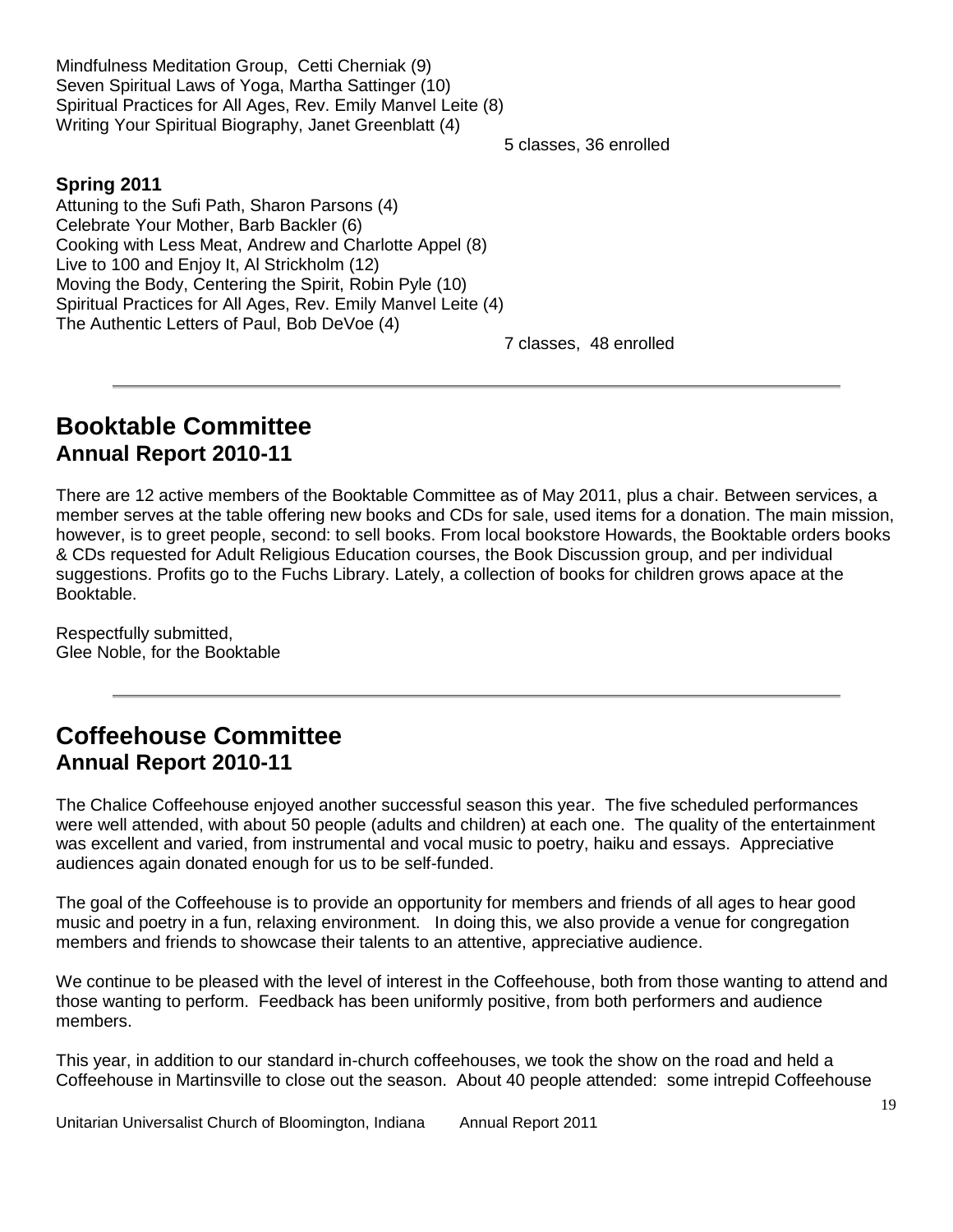Mindfulness Meditation Group, Cetti Cherniak (9)
Seven Spiritual Laws of Yoga, Martha Sattinger (10)
Spiritual Practices for All Ages, Rev. Emily Manvel Leite (8)
Writing Your Spiritual Biography, Janet Greenblatt (4)

5 classes, 36 enrolled

**Spring 2011**

Attuning to the Sufi Path, Sharon Parsons (4)
Celebrate Your Mother, Barb Backler (6)
Cooking with Less Meat, Andrew and Charlotte Appel (8)
Live to 100 and Enjoy It, Al Strickholm (12)
Moving the Body, Centering the Spirit, Robin Pyle (10)
Spiritual Practices for All Ages, Rev. Emily Manvel Leite (4)
The Authentic Letters of Paul, Bob DeVoe (4)

7 classes, 48 enrolled

---

# Booktable Committee
## Annual Report 2010-11

There are 12 active members of the Booktable Committee as of May 2011, plus a chair. Between services, a member serves at the table offering new books and CDs for sale, used items for a donation. The main mission, however, is to greet people, second: to sell books. From local bookstore Howards, the Booktable orders books & CDs requested for Adult Religious Education courses, the Book Discussion group, and per individual suggestions. Profits go to the Fuchs Library. Lately, a collection of books for children grows apace at the Booktable.

Respectfully submitted,
Glee Noble, for the Booktable

---

# Coffeehouse Committee
## Annual Report 2010-11

The Chalice Coffeehouse enjoyed another successful season this year. The five scheduled performances were well attended, with about 50 people (adults and children) at each one. The quality of the entertainment was excellent and varied, from instrumental and vocal music to poetry, haiku and essays. Appreciative audiences again donated enough for us to be self-funded.

The goal of the Coffeehouse is to provide an opportunity for members and friends of all ages to hear good music and poetry in a fun, relaxing environment. In doing this, we also provide a venue for congregation members and friends to showcase their talents to an attentive, appreciative audience.

We continue to be pleased with the level of interest in the Coffeehouse, both from those wanting to attend and those wanting to perform. Feedback has been uniformly positive, from both performers and audience members.

This year, in addition to our standard in-church coffeehouses, we took the show on the road and held a Coffeehouse in Martinsville to close out the season. About 40 people attended: some intrepid Coffeehouse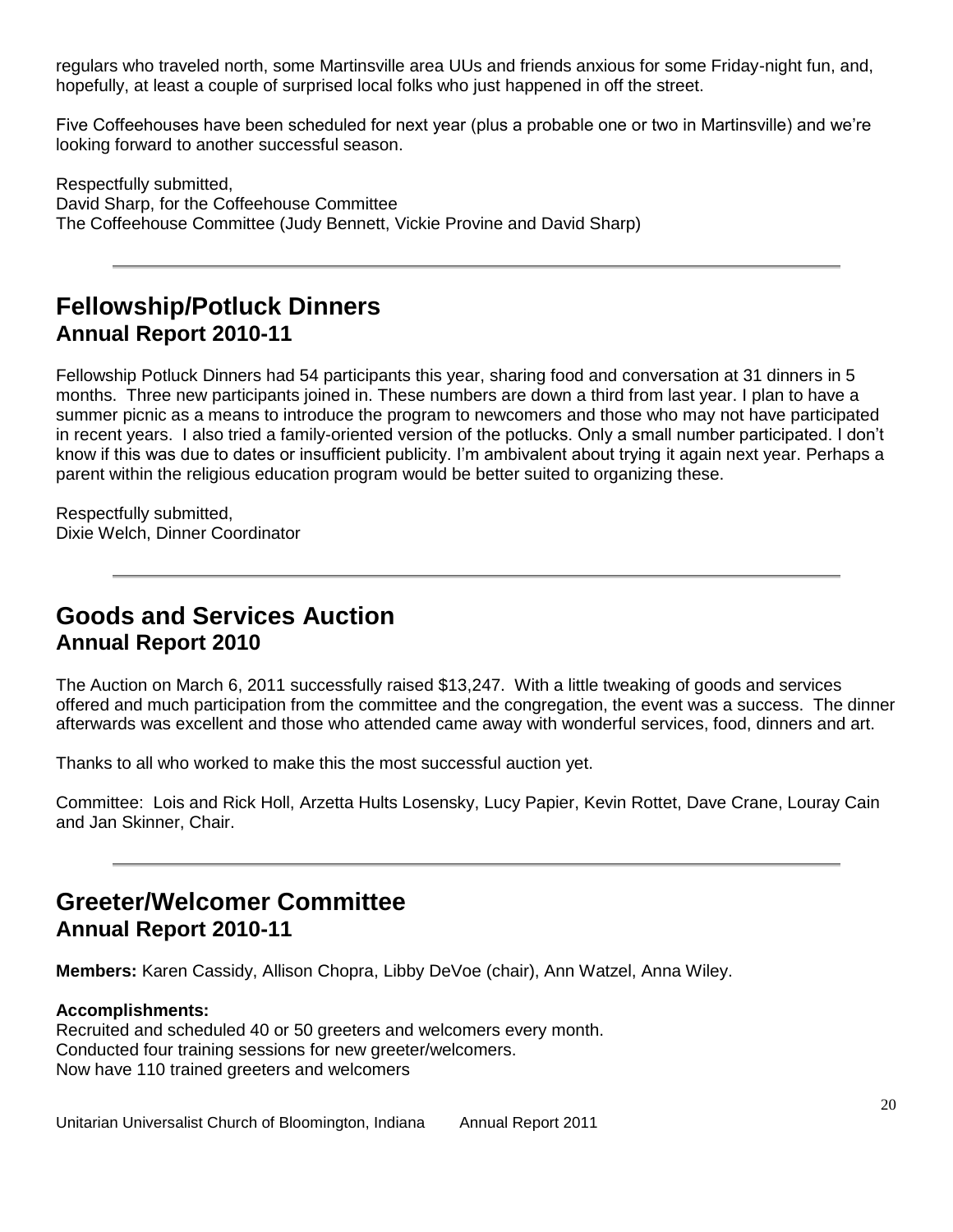regulars who traveled north, some Martinsville area UUs and friends anxious for some Friday-night fun, and, hopefully, at least a couple of surprised local folks who just happened in off the street.

Five Coffeehouses have been scheduled for next year (plus a probable one or two in Martinsville) and we're looking forward to another successful season.

Respectfully submitted,
David Sharp, for the Coffeehouse Committee
The Coffeehouse Committee (Judy Bennett, Vickie Provine and David Sharp)

---

## Fellowship/Potluck Dinners
### Annual Report 2010-11

Fellowship Potluck Dinners had 54 participants this year, sharing food and conversation at 31 dinners in 5 months. Three new participants joined in. These numbers are down a third from last year. I plan to have a summer picnic as a means to introduce the program to newcomers and those who may not have participated in recent years. I also tried a family-oriented version of the potlucks. Only a small number participated. I don't know if this was due to dates or insufficient publicity. I'm ambivalent about trying it again next year. Perhaps a parent within the religious education program would be better suited to organizing these.

Respectfully submitted,
Dixie Welch, Dinner Coordinator

---

## Goods and Services Auction
### Annual Report 2010

The Auction on March 6, 2011 successfully raised $13,247. With a little tweaking of goods and services offered and much participation from the committee and the congregation, the event was a success. The dinner afterwards was excellent and those who attended came away with wonderful services, food, dinners and art.

Thanks to all who worked to make this the most successful auction yet.

Committee: Lois and Rick Holl, Arzetta Hults Losensky, Lucy Papier, Kevin Rottet, Dave Crane, Louray Cain and Jan Skinner, Chair.

---

## Greeter/Welcomer Committee
### Annual Report 2010-11

**Members:** Karen Cassidy, Allison Chopra, Libby DeVoe (chair), Ann Watzel, Anna Wiley.

**Accomplishments:**
Recruited and scheduled 40 or 50 greeters and welcomers every month.
Conducted four training sessions for new greeter/welcomers.
Now have 110 trained greeters and welcomers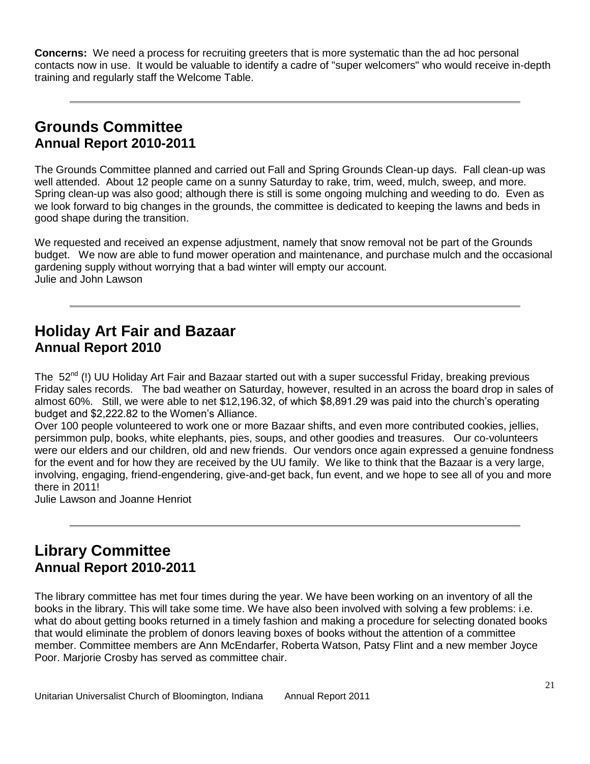**Concerns:** We need a process for recruiting greeters that is more systematic than the ad hoc personal contacts now in use. It would be valuable to identify a cadre of "super welcomers" who would receive in-depth training and regularly staff the Welcome Table.

---

## Grounds Committee
### Annual Report 2010-2011

The Grounds Committee planned and carried out Fall and Spring Grounds Clean-up days. Fall clean-up was well attended. About 12 people came on a sunny Saturday to rake, trim, weed, mulch, sweep, and more. Spring clean-up was also good; although there is still is some ongoing mulching and weeding to do. Even as we look forward to big changes in the grounds, the committee is dedicated to keeping the lawns and beds in good shape during the transition.

We requested and received an expense adjustment, namely that snow removal not be part of the Grounds budget. We now are able to fund mower operation and maintenance, and purchase mulch and the occasional gardening supply without worrying that a bad winter will empty our account.
Julie and John Lawson

---

## Holiday Art Fair and Bazaar
### Annual Report 2010

The 52nd (!) UU Holiday Art Fair and Bazaar started out with a super successful Friday, breaking previous Friday sales records. The bad weather on Saturday, however, resulted in an across the board drop in sales of almost 60%. Still, we were able to net $12,196.32, of which $8,891.29 was paid into the church's operating budget and $2,222.82 to the Women's Alliance.
Over 100 people volunteered to work one or more Bazaar shifts, and even more contributed cookies, jellies, persimmon pulp, books, white elephants, pies, soups, and other goodies and treasures. Our co-volunteers were our elders and our children, old and new friends. Our vendors once again expressed a genuine fondness for the event and for how they are received by the UU family. We like to think that the Bazaar is a very large, involving, engaging, friend-engendering, give-and-get back, fun event, and we hope to see all of you and more there in 2011!
Julie Lawson and Joanne Henriot

---

## Library Committee
### Annual Report 2010-2011

The library committee has met four times during the year. We have been working on an inventory of all the books in the library. This will take some time. We have also been involved with solving a few problems: i.e. what do about getting books returned in a timely fashion and making a procedure for selecting donated books that would eliminate the problem of donors leaving boxes of books without the attention of a committee member. Committee members are Ann McEndarfer, Roberta Watson, Patsy Flint and a new member Joyce Poor. Marjorie Crosby has served as committee chair.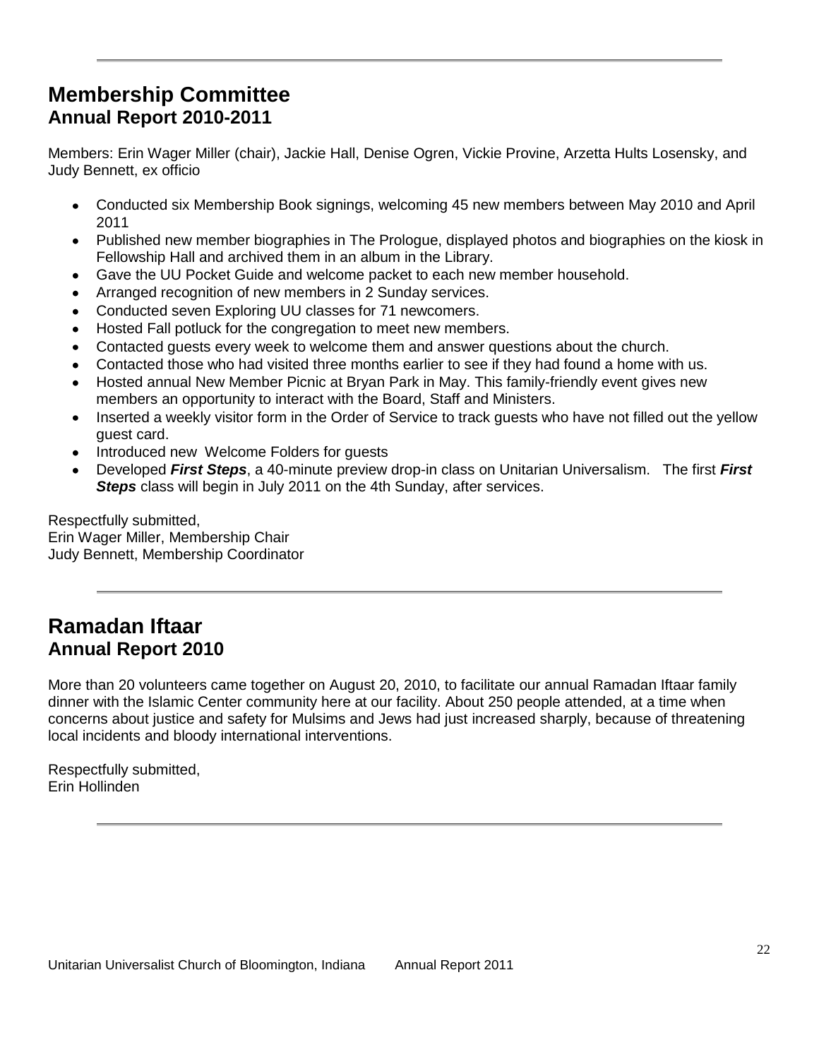## Membership Committee
### Annual Report 2010-2011

Members: Erin Wager Miller (chair), Jackie Hall, Denise Ogren, Vickie Provine, Arzetta Hults Losensky, and Judy Bennett, ex officio

- Conducted six Membership Book signings, welcoming 45 new members between May 2010 and April 2011
- Published new member biographies in The Prologue, displayed photos and biographies on the kiosk in Fellowship Hall and archived them in an album in the Library.
- Gave the UU Pocket Guide and welcome packet to each new member household.
- Arranged recognition of new members in 2 Sunday services.
- Conducted seven Exploring UU classes for 71 newcomers.
- Hosted Fall potluck for the congregation to meet new members.
- Contacted guests every week to welcome them and answer questions about the church.
- Contacted those who had visited three months earlier to see if they had found a home with us.
- Hosted annual New Member Picnic at Bryan Park in May. This family-friendly event gives new members an opportunity to interact with the Board, Staff and Ministers.
- Inserted a weekly visitor form in the Order of Service to track guests who have not filled out the yellow guest card.
- Introduced new Welcome Folders for guests
- Developed ***First Steps***, a 40-minute preview drop-in class on Unitarian Universalism. The first ***First Steps*** class will begin in July 2011 on the 4th Sunday, after services.

Respectfully submitted,
Erin Wager Miller, Membership Chair
Judy Bennett, Membership Coordinator

## Ramadan Iftaar
### Annual Report 2010

More than 20 volunteers came together on August 20, 2010, to facilitate our annual Ramadan Iftaar family dinner with the Islamic Center community here at our facility. About 250 people attended, at a time when concerns about justice and safety for Mulsims and Jews had just increased sharply, because of threatening local incidents and bloody international interventions.

Respectfully submitted,
Erin Hollinden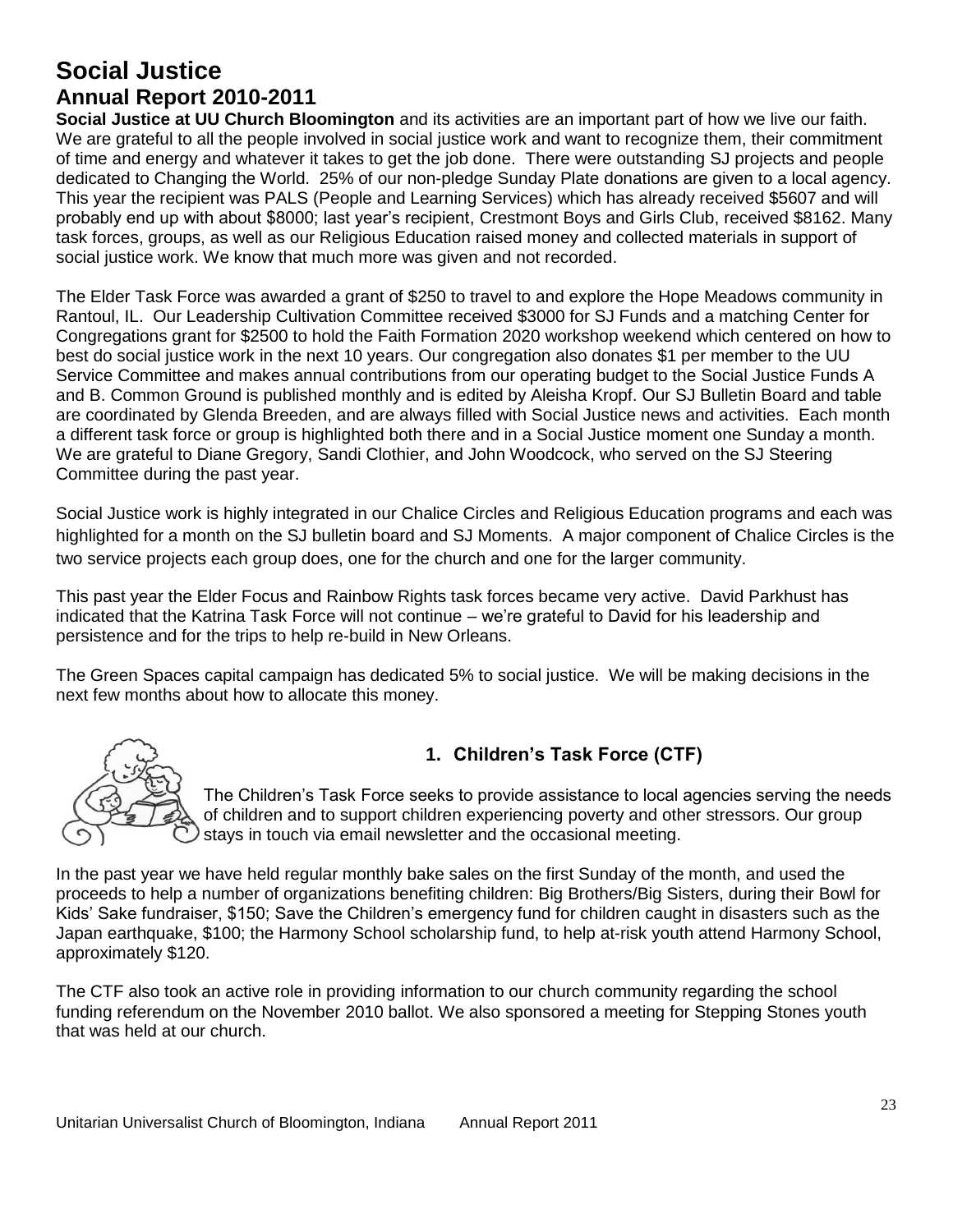# Social Justice

## Annual Report 2010-2011

**Social Justice at UU Church Bloomington** and its activities are an important part of how we live our faith. We are grateful to all the people involved in social justice work and want to recognize them, their commitment of time and energy and whatever it takes to get the job done. There were outstanding SJ projects and people dedicated to Changing the World. 25% of our non-pledge Sunday Plate donations are given to a local agency. This year the recipient was PALS (People and Learning Services) which has already received $5607 and will probably end up with about $8000; last year's recipient, Crestmont Boys and Girls Club, received $8162. Many task forces, groups, as well as our Religious Education raised money and collected materials in support of social justice work. We know that much more was given and not recorded.

The Elder Task Force was awarded a grant of $250 to travel to and explore the Hope Meadows community in Rantoul, IL. Our Leadership Cultivation Committee received $3000 for SJ Funds and a matching Center for Congregations grant for $2500 to hold the Faith Formation 2020 workshop weekend which centered on how to best do social justice work in the next 10 years. Our congregation also donates $1 per member to the UU Service Committee and makes annual contributions from our operating budget to the Social Justice Funds A and B. Common Ground is published monthly and is edited by Aleisha Kropf. Our SJ Bulletin Board and table are coordinated by Glenda Breeden, and are always filled with Social Justice news and activities. Each month a different task force or group is highlighted both there and in a Social Justice moment one Sunday a month. We are grateful to Diane Gregory, Sandi Clothier, and John Woodcock, who served on the SJ Steering Committee during the past year.

Social Justice work is highly integrated in our Chalice Circles and Religious Education programs and each was highlighted for a month on the SJ bulletin board and SJ Moments. A major component of Chalice Circles is the two service projects each group does, one for the church and one for the larger community.

This past year the Elder Focus and Rainbow Rights task forces became very active. David Parkhust has indicated that the Katrina Task Force will not continue – we're grateful to David for his leadership and persistence and for the trips to help re-build in New Orleans.

The Green Spaces capital campaign has dedicated 5% to social justice. We will be making decisions in the next few months about how to allocate this money.

### 1. Children's Task Force (CTF)

The Children's Task Force seeks to provide assistance to local agencies serving the needs of children and to support children experiencing poverty and other stressors. Our group stays in touch via email newsletter and the occasional meeting.

In the past year we have held regular monthly bake sales on the first Sunday of the month, and used the proceeds to help a number of organizations benefiting children: Big Brothers/Big Sisters, during their Bowl for Kids' Sake fundraiser, $150; Save the Children's emergency fund for children caught in disasters such as the Japan earthquake, $100; the Harmony School scholarship fund, to help at-risk youth attend Harmony School, approximately $120.

The CTF also took an active role in providing information to our church community regarding the school funding referendum on the November 2010 ballot. We also sponsored a meeting for Stepping Stones youth that was held at our church.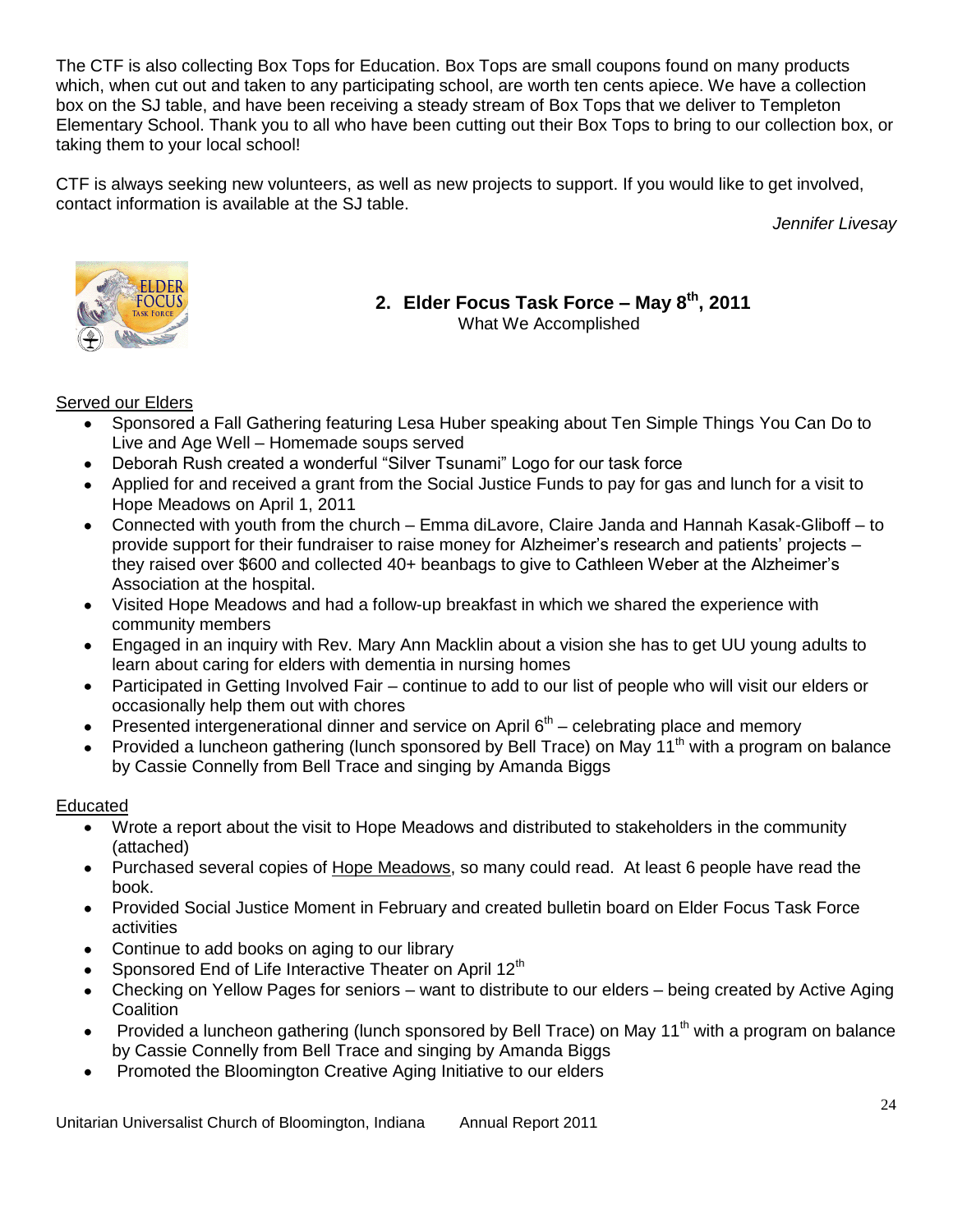The CTF is also collecting Box Tops for Education. Box Tops are small coupons found on many products which, when cut out and taken to any participating school, are worth ten cents apiece. We have a collection box on the SJ table, and have been receiving a steady stream of Box Tops that we deliver to Templeton Elementary School. Thank you to all who have been cutting out their Box Tops to bring to our collection box, or taking them to your local school!

CTF is always seeking new volunteers, as well as new projects to support. If you would like to get involved, contact information is available at the SJ table.

*Jennifer Livesay*

## 2. Elder Focus Task Force – May 8th, 2011

What We Accomplished

Served our Elders

- Sponsored a Fall Gathering featuring Lesa Huber speaking about Ten Simple Things You Can Do to Live and Age Well – Homemade soups served
- Deborah Rush created a wonderful "Silver Tsunami" Logo for our task force
- Applied for and received a grant from the Social Justice Funds to pay for gas and lunch for a visit to Hope Meadows on April 1, 2011
- Connected with youth from the church – Emma diLavore, Claire Janda and Hannah Kasak-Gliboff – to provide support for their fundraiser to raise money for Alzheimer's research and patients' projects – they raised over $600 and collected 40+ beanbags to give to Cathleen Weber at the Alzheimer's Association at the hospital.
- Visited Hope Meadows and had a follow-up breakfast in which we shared the experience with community members
- Engaged in an inquiry with Rev. Mary Ann Macklin about a vision she has to get UU young adults to learn about caring for elders with dementia in nursing homes
- Participated in Getting Involved Fair – continue to add to our list of people who will visit our elders or occasionally help them out with chores
- Presented intergenerational dinner and service on April 6th – celebrating place and memory
- Provided a luncheon gathering (lunch sponsored by Bell Trace) on May 11th with a program on balance by Cassie Connelly from Bell Trace and singing by Amanda Biggs

Educated

- Wrote a report about the visit to Hope Meadows and distributed to stakeholders in the community (attached)
- Purchased several copies of Hope Meadows, so many could read. At least 6 people have read the book.
- Provided Social Justice Moment in February and created bulletin board on Elder Focus Task Force activities
- Continue to add books on aging to our library
- Sponsored End of Life Interactive Theater on April 12th
- Checking on Yellow Pages for seniors – want to distribute to our elders – being created by Active Aging Coalition
- Provided a luncheon gathering (lunch sponsored by Bell Trace) on May 11th with a program on balance by Cassie Connelly from Bell Trace and singing by Amanda Biggs
- Promoted the Bloomington Creative Aging Initiative to our elders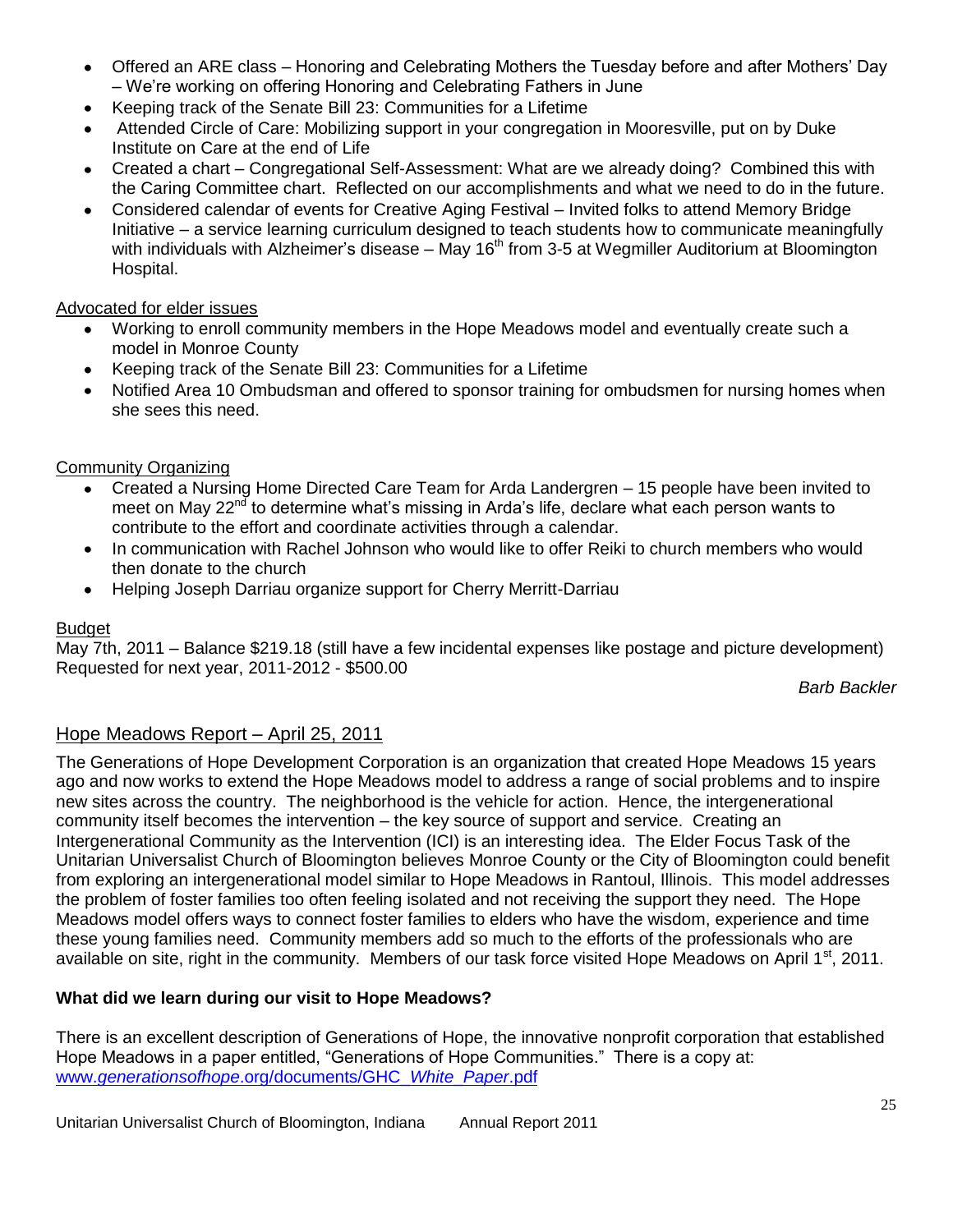- Offered an ARE class – Honoring and Celebrating Mothers the Tuesday before and after Mothers' Day – We're working on offering Honoring and Celebrating Fathers in June
- Keeping track of the Senate Bill 23: Communities for a Lifetime
- Attended Circle of Care: Mobilizing support in your congregation in Mooresville, put on by Duke Institute on Care at the end of Life
- Created a chart – Congregational Self-Assessment: What are we already doing? Combined this with the Caring Committee chart. Reflected on our accomplishments and what we need to do in the future.
- Considered calendar of events for Creative Aging Festival – Invited folks to attend Memory Bridge Initiative – a service learning curriculum designed to teach students how to communicate meaningfully with individuals with Alzheimer's disease – May 16th from 3-5 at Wegmiller Auditorium at Bloomington Hospital.

Advocated for elder issues

- Working to enroll community members in the Hope Meadows model and eventually create such a model in Monroe County
- Keeping track of the Senate Bill 23: Communities for a Lifetime
- Notified Area 10 Ombudsman and offered to sponsor training for ombudsmen for nursing homes when she sees this need.

Community Organizing

- Created a Nursing Home Directed Care Team for Arda Landergren – 15 people have been invited to meet on May 22nd to determine what's missing in Arda's life, declare what each person wants to contribute to the effort and coordinate activities through a calendar.
- In communication with Rachel Johnson who would like to offer Reiki to church members who would then donate to the church
- Helping Joseph Darriau organize support for Cherry Merritt-Darriau

Budget

May 7th, 2011 – Balance $219.18 (still have a few incidental expenses like postage and picture development)
Requested for next year, 2011-2012 - $500.00

*Barb Backler*

## Hope Meadows Report – April 25, 2011

The Generations of Hope Development Corporation is an organization that created Hope Meadows 15 years ago and now works to extend the Hope Meadows model to address a range of social problems and to inspire new sites across the country. The neighborhood is the vehicle for action. Hence, the intergenerational community itself becomes the intervention – the key source of support and service. Creating an Intergenerational Community as the Intervention (ICI) is an interesting idea. The Elder Focus Task of the Unitarian Universalist Church of Bloomington believes Monroe County or the City of Bloomington could benefit from exploring an intergenerational model similar to Hope Meadows in Rantoul, Illinois. This model addresses the problem of foster families too often feeling isolated and not receiving the support they need. The Hope Meadows model offers ways to connect foster families to elders who have the wisdom, experience and time these young families need. Community members add so much to the efforts of the professionals who are available on site, right in the community. Members of our task force visited Hope Meadows on April 1st, 2011.

**What did we learn during our visit to Hope Meadows?**

There is an excellent description of Generations of Hope, the innovative nonprofit corporation that established Hope Meadows in a paper entitled, "Generations of Hope Communities." There is a copy at: www.*generationsofhope*.org/documents/GHC_*White_Paper*.pdf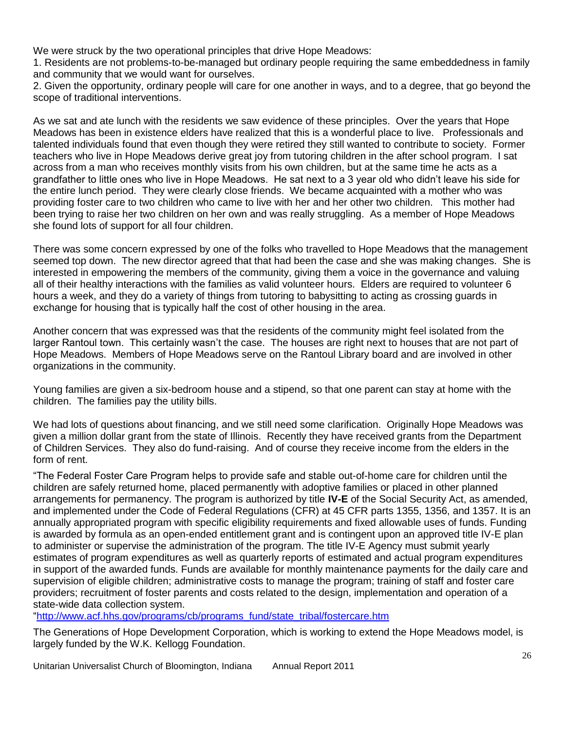We were struck by the two operational principles that drive Hope Meadows:

1. Residents are not problems-to-be-managed but ordinary people requiring the same embeddedness in family and community that we would want for ourselves.
2. Given the opportunity, ordinary people will care for one another in ways, and to a degree, that go beyond the scope of traditional interventions.

As we sat and ate lunch with the residents we saw evidence of these principles. Over the years that Hope Meadows has been in existence elders have realized that this is a wonderful place to live. Professionals and talented individuals found that even though they were retired they still wanted to contribute to society. Former teachers who live in Hope Meadows derive great joy from tutoring children in the after school program. I sat across from a man who receives monthly visits from his own children, but at the same time he acts as a grandfather to little ones who live in Hope Meadows. He sat next to a 3 year old who didn't leave his side for the entire lunch period. They were clearly close friends. We became acquainted with a mother who was providing foster care to two children who came to live with her and her other two children. This mother had been trying to raise her two children on her own and was really struggling. As a member of Hope Meadows she found lots of support for all four children.

There was some concern expressed by one of the folks who travelled to Hope Meadows that the management seemed top down. The new director agreed that that had been the case and she was making changes. She is interested in empowering the members of the community, giving them a voice in the governance and valuing all of their healthy interactions with the families as valid volunteer hours. Elders are required to volunteer 6 hours a week, and they do a variety of things from tutoring to babysitting to acting as crossing guards in exchange for housing that is typically half the cost of other housing in the area.

Another concern that was expressed was that the residents of the community might feel isolated from the larger Rantoul town. This certainly wasn't the case. The houses are right next to houses that are not part of Hope Meadows. Members of Hope Meadows serve on the Rantoul Library board and are involved in other organizations in the community.

Young families are given a six-bedroom house and a stipend, so that one parent can stay at home with the children. The families pay the utility bills.

We had lots of questions about financing, and we still need some clarification. Originally Hope Meadows was given a million dollar grant from the state of Illinois. Recently they have received grants from the Department of Children Services. They also do fund-raising. And of course they receive income from the elders in the form of rent.

"The Federal Foster Care Program helps to provide safe and stable out-of-home care for children until the children are safely returned home, placed permanently with adoptive families or placed in other planned arrangements for permanency. The program is authorized by title **IV-E** of the Social Security Act, as amended, and implemented under the Code of Federal Regulations (CFR) at 45 CFR parts 1355, 1356, and 1357. It is an annually appropriated program with specific eligibility requirements and fixed allowable uses of funds. Funding is awarded by formula as an open-ended entitlement grant and is contingent upon an approved title IV-E plan to administer or supervise the administration of the program. The title IV-E Agency must submit yearly estimates of program expenditures as well as quarterly reports of estimated and actual program expenditures in support of the awarded funds. Funds are available for monthly maintenance payments for the daily care and supervision of eligible children; administrative costs to manage the program; training of staff and foster care providers; recruitment of foster parents and costs related to the design, implementation and operation of a state-wide data collection system.
"http://www.acf.hhs.gov/programs/cb/programs_fund/state_tribal/fostercare.htm

The Generations of Hope Development Corporation, which is working to extend the Hope Meadows model, is largely funded by the W.K. Kellogg Foundation.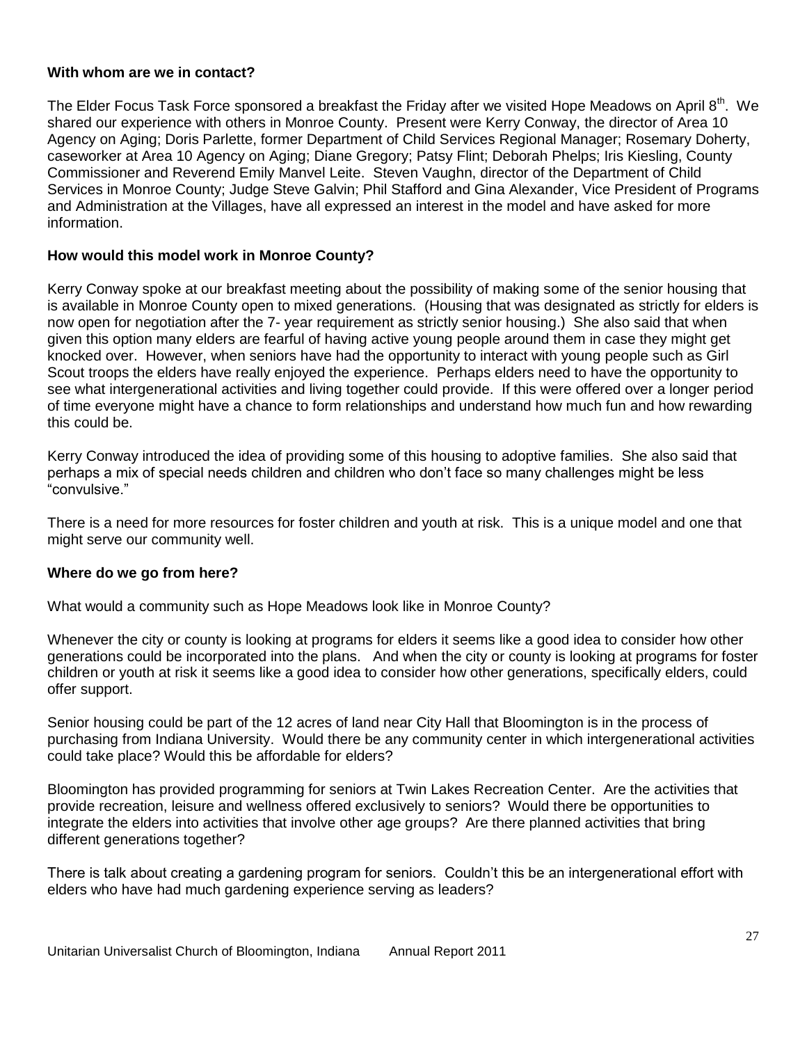**With whom are we in contact?**

The Elder Focus Task Force sponsored a breakfast the Friday after we visited Hope Meadows on April 8th. We shared our experience with others in Monroe County. Present were Kerry Conway, the director of Area 10 Agency on Aging; Doris Parlette, former Department of Child Services Regional Manager; Rosemary Doherty, caseworker at Area 10 Agency on Aging; Diane Gregory; Patsy Flint; Deborah Phelps; Iris Kiesling, County Commissioner and Reverend Emily Manvel Leite. Steven Vaughn, director of the Department of Child Services in Monroe County; Judge Steve Galvin; Phil Stafford and Gina Alexander, Vice President of Programs and Administration at the Villages, have all expressed an interest in the model and have asked for more information.

**How would this model work in Monroe County?**

Kerry Conway spoke at our breakfast meeting about the possibility of making some of the senior housing that is available in Monroe County open to mixed generations. (Housing that was designated as strictly for elders is now open for negotiation after the 7- year requirement as strictly senior housing.) She also said that when given this option many elders are fearful of having active young people around them in case they might get knocked over. However, when seniors have had the opportunity to interact with young people such as Girl Scout troops the elders have really enjoyed the experience. Perhaps elders need to have the opportunity to see what intergenerational activities and living together could provide. If this were offered over a longer period of time everyone might have a chance to form relationships and understand how much fun and how rewarding this could be.

Kerry Conway introduced the idea of providing some of this housing to adoptive families. She also said that perhaps a mix of special needs children and children who don't face so many challenges might be less "convulsive."

There is a need for more resources for foster children and youth at risk. This is a unique model and one that might serve our community well.

**Where do we go from here?**

What would a community such as Hope Meadows look like in Monroe County?

Whenever the city or county is looking at programs for elders it seems like a good idea to consider how other generations could be incorporated into the plans. And when the city or county is looking at programs for foster children or youth at risk it seems like a good idea to consider how other generations, specifically elders, could offer support.

Senior housing could be part of the 12 acres of land near City Hall that Bloomington is in the process of purchasing from Indiana University. Would there be any community center in which intergenerational activities could take place? Would this be affordable for elders?

Bloomington has provided programming for seniors at Twin Lakes Recreation Center. Are the activities that provide recreation, leisure and wellness offered exclusively to seniors? Would there be opportunities to integrate the elders into activities that involve other age groups? Are there planned activities that bring different generations together?

There is talk about creating a gardening program for seniors. Couldn't this be an intergenerational effort with elders who have had much gardening experience serving as leaders?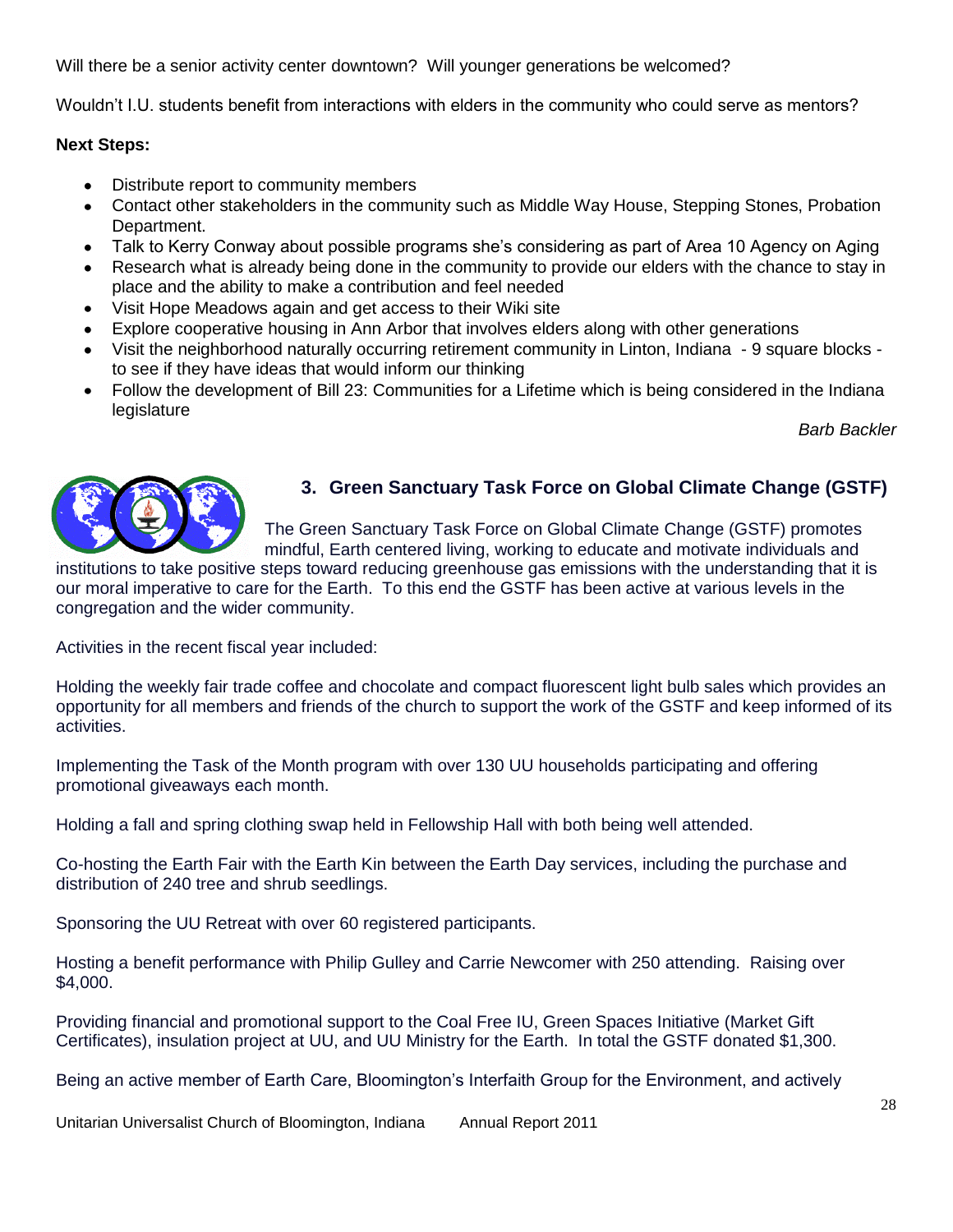Will there be a senior activity center downtown? Will younger generations be welcomed?

Wouldn't I.U. students benefit from interactions with elders in the community who could serve as mentors?

**Next Steps:**

- Distribute report to community members
- Contact other stakeholders in the community such as Middle Way House, Stepping Stones, Probation Department.
- Talk to Kerry Conway about possible programs she's considering as part of Area 10 Agency on Aging
- Research what is already being done in the community to provide our elders with the chance to stay in place and the ability to make a contribution and feel needed
- Visit Hope Meadows again and get access to their Wiki site
- Explore cooperative housing in Ann Arbor that involves elders along with other generations
- Visit the neighborhood naturally occurring retirement community in Linton, Indiana - 9 square blocks - to see if they have ideas that would inform our thinking
- Follow the development of Bill 23: Communities for a Lifetime which is being considered in the Indiana legislature

*Barb Backler*

## 3. Green Sanctuary Task Force on Global Climate Change (GSTF)

The Green Sanctuary Task Force on Global Climate Change (GSTF) promotes mindful, Earth centered living, working to educate and motivate individuals and institutions to take positive steps toward reducing greenhouse gas emissions with the understanding that it is our moral imperative to care for the Earth. To this end the GSTF has been active at various levels in the congregation and the wider community.

Activities in the recent fiscal year included:

Holding the weekly fair trade coffee and chocolate and compact fluorescent light bulb sales which provides an opportunity for all members and friends of the church to support the work of the GSTF and keep informed of its activities.

Implementing the Task of the Month program with over 130 UU households participating and offering promotional giveaways each month.

Holding a fall and spring clothing swap held in Fellowship Hall with both being well attended.

Co-hosting the Earth Fair with the Earth Kin between the Earth Day services, including the purchase and distribution of 240 tree and shrub seedlings.

Sponsoring the UU Retreat with over 60 registered participants.

Hosting a benefit performance with Philip Gulley and Carrie Newcomer with 250 attending. Raising over $4,000.

Providing financial and promotional support to the Coal Free IU, Green Spaces Initiative (Market Gift Certificates), insulation project at UU, and UU Ministry for the Earth. In total the GSTF donated $1,300.

Being an active member of Earth Care, Bloomington's Interfaith Group for the Environment, and actively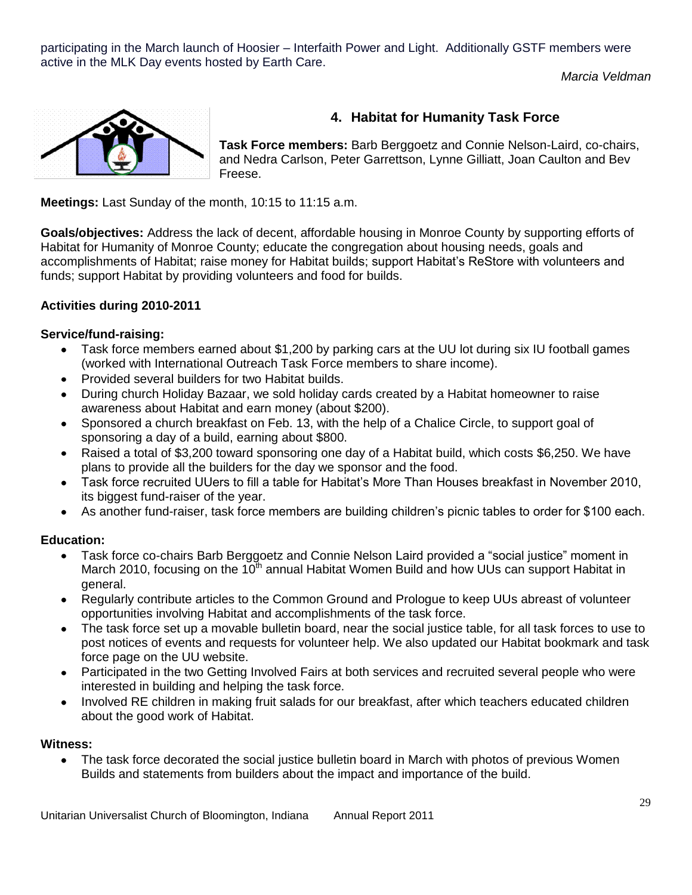participating in the March launch of Hoosier – Interfaith Power and Light. Additionally GSTF members were active in the MLK Day events hosted by Earth Care.

*Marcia Veldman*

## 4. Habitat for Humanity Task Force

**Task Force members:** Barb Berggoetz and Connie Nelson-Laird, co-chairs, and Nedra Carlson, Peter Garrettson, Lynne Gilliatt, Joan Caulton and Bev Freese.

**Meetings:** Last Sunday of the month, 10:15 to 11:15 a.m.

**Goals/objectives:** Address the lack of decent, affordable housing in Monroe County by supporting efforts of Habitat for Humanity of Monroe County; educate the congregation about housing needs, goals and accomplishments of Habitat; raise money for Habitat builds; support Habitat's ReStore with volunteers and funds; support Habitat by providing volunteers and food for builds.

**Activities during 2010-2011**

**Service/fund-raising:**

- Task force members earned about $1,200 by parking cars at the UU lot during six IU football games (worked with International Outreach Task Force members to share income).
- Provided several builders for two Habitat builds.
- During church Holiday Bazaar, we sold holiday cards created by a Habitat homeowner to raise awareness about Habitat and earn money (about $200).
- Sponsored a church breakfast on Feb. 13, with the help of a Chalice Circle, to support goal of sponsoring a day of a build, earning about $800.
- Raised a total of $3,200 toward sponsoring one day of a Habitat build, which costs $6,250. We have plans to provide all the builders for the day we sponsor and the food.
- Task force recruited UUers to fill a table for Habitat's More Than Houses breakfast in November 2010, its biggest fund-raiser of the year.
- As another fund-raiser, task force members are building children's picnic tables to order for $100 each.

**Education:**

- Task force co-chairs Barb Berggoetz and Connie Nelson Laird provided a "social justice" moment in March 2010, focusing on the 10th annual Habitat Women Build and how UUs can support Habitat in general.
- Regularly contribute articles to the Common Ground and Prologue to keep UUs abreast of volunteer opportunities involving Habitat and accomplishments of the task force.
- The task force set up a movable bulletin board, near the social justice table, for all task forces to use to post notices of events and requests for volunteer help. We also updated our Habitat bookmark and task force page on the UU website.
- Participated in the two Getting Involved Fairs at both services and recruited several people who were interested in building and helping the task force.
- Involved RE children in making fruit salads for our breakfast, after which teachers educated children about the good work of Habitat.

**Witness:**

- The task force decorated the social justice bulletin board in March with photos of previous Women Builds and statements from builders about the impact and importance of the build.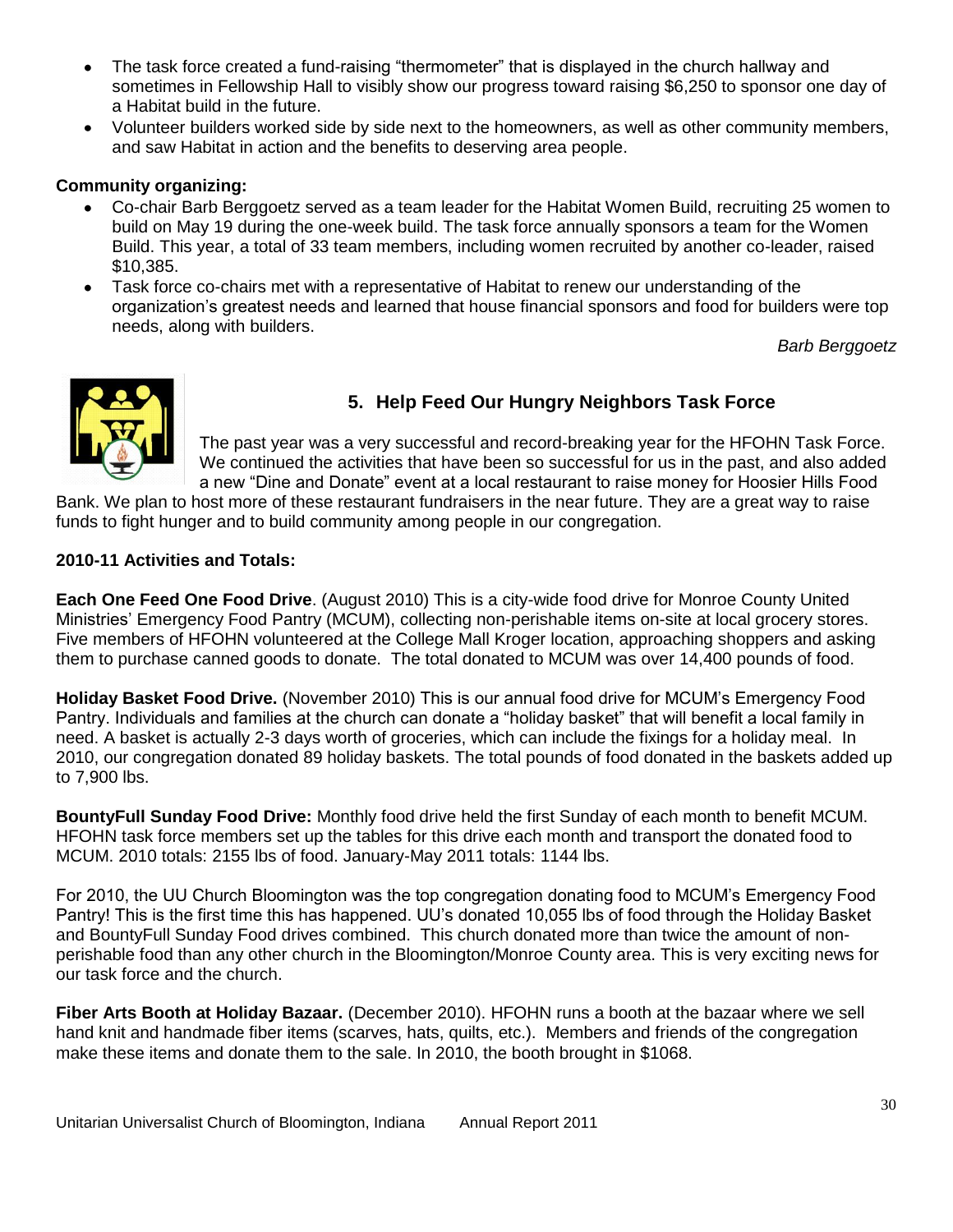- The task force created a fund-raising "thermometer" that is displayed in the church hallway and sometimes in Fellowship Hall to visibly show our progress toward raising $6,250 to sponsor one day of a Habitat build in the future.
- Volunteer builders worked side by side next to the homeowners, as well as other community members, and saw Habitat in action and the benefits to deserving area people.

**Community organizing:**

- Co-chair Barb Berggoetz served as a team leader for the Habitat Women Build, recruiting 25 women to build on May 19 during the one-week build. The task force annually sponsors a team for the Women Build. This year, a total of 33 team members, including women recruited by another co-leader, raised $10,385.
- Task force co-chairs met with a representative of Habitat to renew our understanding of the organization's greatest needs and learned that house financial sponsors and food for builders were top needs, along with builders.

*Barb Berggoetz*

## 5. Help Feed Our Hungry Neighbors Task Force

The past year was a very successful and record-breaking year for the HFOHN Task Force. We continued the activities that have been so successful for us in the past, and also added a new "Dine and Donate" event at a local restaurant to raise money for Hoosier Hills Food Bank. We plan to host more of these restaurant fundraisers in the near future. They are a great way to raise funds to fight hunger and to build community among people in our congregation.

**2010-11 Activities and Totals:**

**Each One Feed One Food Drive**. (August 2010) This is a city-wide food drive for Monroe County United Ministries' Emergency Food Pantry (MCUM), collecting non-perishable items on-site at local grocery stores. Five members of HFOHN volunteered at the College Mall Kroger location, approaching shoppers and asking them to purchase canned goods to donate. The total donated to MCUM was over 14,400 pounds of food.

**Holiday Basket Food Drive.** (November 2010) This is our annual food drive for MCUM's Emergency Food Pantry. Individuals and families at the church can donate a "holiday basket" that will benefit a local family in need. A basket is actually 2-3 days worth of groceries, which can include the fixings for a holiday meal. In 2010, our congregation donated 89 holiday baskets. The total pounds of food donated in the baskets added up to 7,900 lbs.

**BountyFull Sunday Food Drive:** Monthly food drive held the first Sunday of each month to benefit MCUM. HFOHN task force members set up the tables for this drive each month and transport the donated food to MCUM. 2010 totals: 2155 lbs of food. January-May 2011 totals: 1144 lbs.

For 2010, the UU Church Bloomington was the top congregation donating food to MCUM's Emergency Food Pantry! This is the first time this has happened. UU's donated 10,055 lbs of food through the Holiday Basket and BountyFull Sunday Food drives combined. This church donated more than twice the amount of non-perishable food than any other church in the Bloomington/Monroe County area. This is very exciting news for our task force and the church.

**Fiber Arts Booth at Holiday Bazaar.** (December 2010). HFOHN runs a booth at the bazaar where we sell hand knit and handmade fiber items (scarves, hats, quilts, etc.). Members and friends of the congregation make these items and donate them to the sale. In 2010, the booth brought in $1068.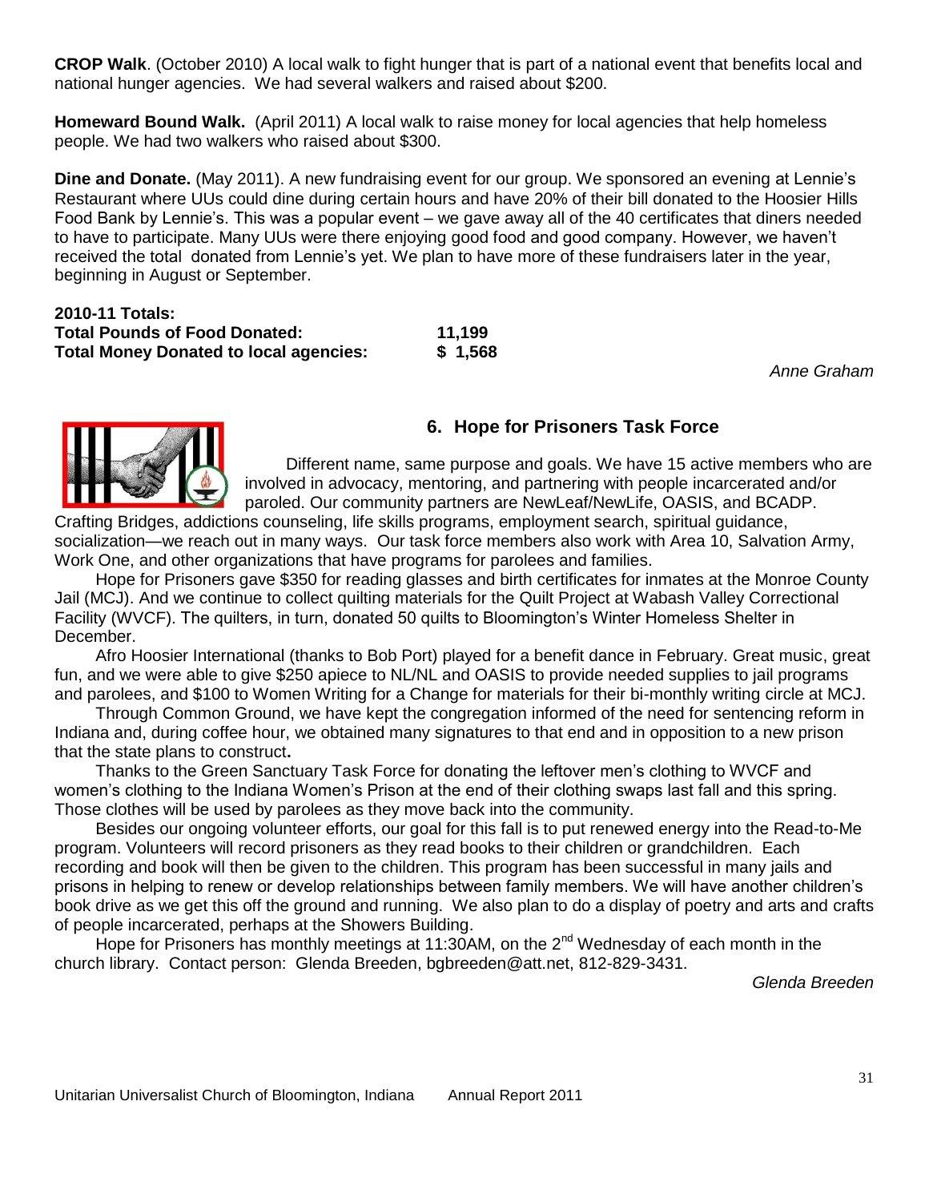**CROP Walk**. (October 2010) A local walk to fight hunger that is part of a national event that benefits local and national hunger agencies. We had several walkers and raised about $200.

**Homeward Bound Walk.** (April 2011) A local walk to raise money for local agencies that help homeless people. We had two walkers who raised about $300.

**Dine and Donate.** (May 2011). A new fundraising event for our group. We sponsored an evening at Lennie's Restaurant where UUs could dine during certain hours and have 20% of their bill donated to the Hoosier Hills Food Bank by Lennie's. This was a popular event – we gave away all of the 40 certificates that diners needed to have to participate. Many UUs were there enjoying good food and good company. However, we haven't received the total donated from Lennie's yet. We plan to have more of these fundraisers later in the year, beginning in August or September.

**2010-11 Totals:**

| | |
|---|---|
| **Total Pounds of Food Donated:** | **11,199** |
| **Total Money Donated to local agencies:** | **$ 1,568** |

*Anne Graham*

### 6. Hope for Prisoners Task Force

Different name, same purpose and goals. We have 15 active members who are involved in advocacy, mentoring, and partnering with people incarcerated and/or paroled. Our community partners are NewLeaf/NewLife, OASIS, and BCADP. Crafting Bridges, addictions counseling, life skills programs, employment search, spiritual guidance, socialization—we reach out in many ways. Our task force members also work with Area 10, Salvation Army, Work One, and other organizations that have programs for parolees and families.

Hope for Prisoners gave $350 for reading glasses and birth certificates for inmates at the Monroe County Jail (MCJ). And we continue to collect quilting materials for the Quilt Project at Wabash Valley Correctional Facility (WVCF). The quilters, in turn, donated 50 quilts to Bloomington's Winter Homeless Shelter in December.

Afro Hoosier International (thanks to Bob Port) played for a benefit dance in February. Great music, great fun, and we were able to give $250 apiece to NL/NL and OASIS to provide needed supplies to jail programs and parolees, and $100 to Women Writing for a Change for materials for their bi-monthly writing circle at MCJ.

Through Common Ground, we have kept the congregation informed of the need for sentencing reform in Indiana and, during coffee hour, we obtained many signatures to that end and in opposition to a new prison that the state plans to construct.

Thanks to the Green Sanctuary Task Force for donating the leftover men's clothing to WVCF and women's clothing to the Indiana Women's Prison at the end of their clothing swaps last fall and this spring. Those clothes will be used by parolees as they move back into the community.

Besides our ongoing volunteer efforts, our goal for this fall is to put renewed energy into the Read-to-Me program. Volunteers will record prisoners as they read books to their children or grandchildren. Each recording and book will then be given to the children. This program has been successful in many jails and prisons in helping to renew or develop relationships between family members. We will have another children's book drive as we get this off the ground and running. We also plan to do a display of poetry and arts and crafts of people incarcerated, perhaps at the Showers Building.

Hope for Prisoners has monthly meetings at 11:30AM, on the 2nd Wednesday of each month in the church library. Contact person: Glenda Breeden, bgbreeden@att.net, 812-829-3431.

*Glenda Breeden*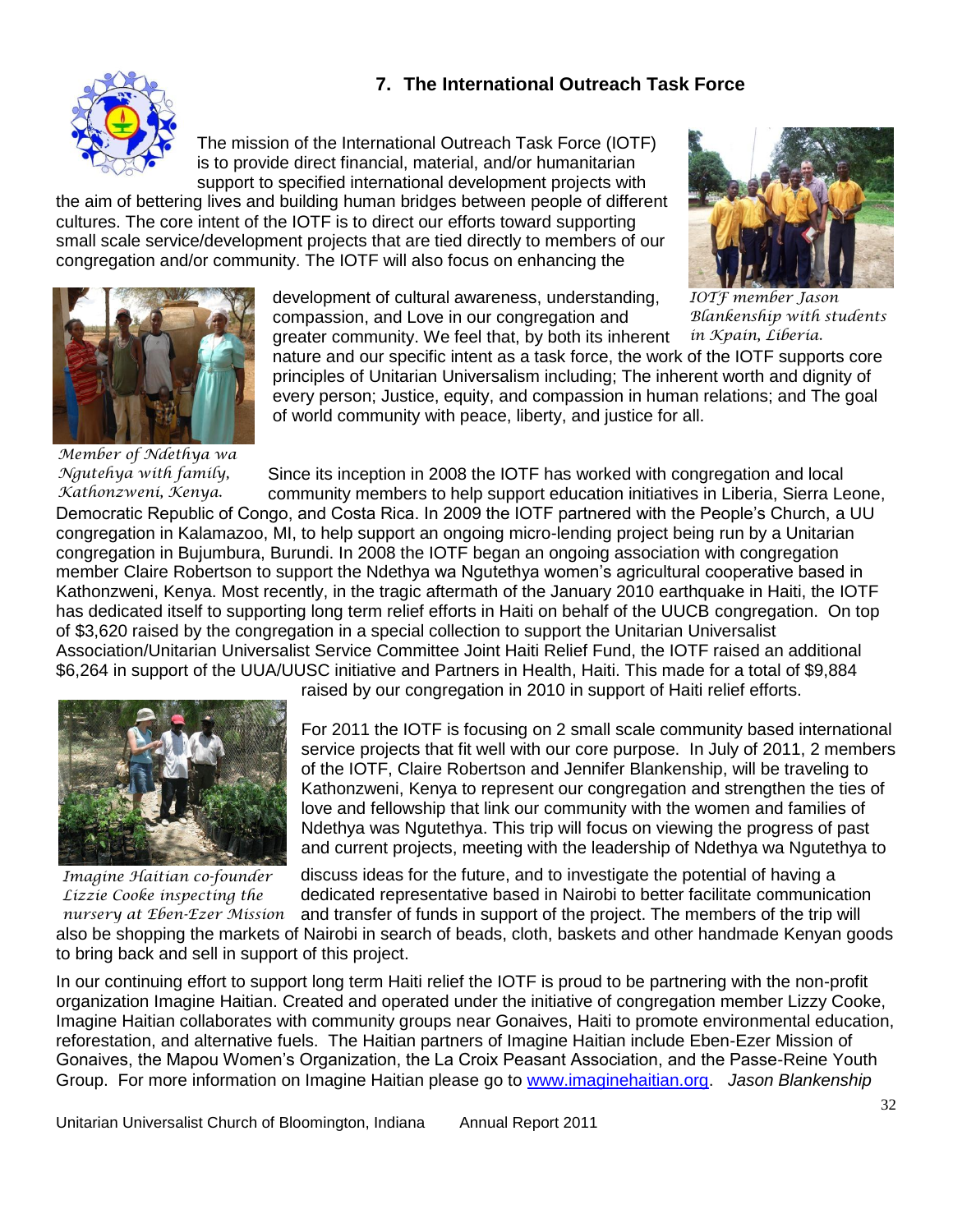## 7. The International Outreach Task Force

The mission of the International Outreach Task Force (IOTF) is to provide direct financial, material, and/or humanitarian support to specified international development projects with the aim of bettering lives and building human bridges between people of different cultures. The core intent of the IOTF is to direct our efforts toward supporting small scale service/development projects that are tied directly to members of our congregation and/or community. The IOTF will also focus on enhancing the development of cultural awareness, understanding, compassion, and Love in our congregation and greater community. We feel that, by both its inherent nature and our specific intent as a task force, the work of the IOTF supports core principles of Unitarian Universalism including; The inherent worth and dignity of every person; Justice, equity, and compassion in human relations; and The goal of world community with peace, liberty, and justice for all.

*IOTF member Jason Blankenship with students in Kpain, Liberia.*

*Member of Ndethya wa Ngutehya with family, Kathonzweni, Kenya.*

Since its inception in 2008 the IOTF has worked with congregation and local community members to help support education initiatives in Liberia, Sierra Leone, Democratic Republic of Congo, and Costa Rica. In 2009 the IOTF partnered with the People's Church, a UU congregation in Kalamazoo, MI, to help support an ongoing micro-lending project being run by a Unitarian congregation in Bujumbura, Burundi. In 2008 the IOTF began an ongoing association with congregation member Claire Robertson to support the Ndethya wa Ngutethya women's agricultural cooperative based in Kathonzweni, Kenya. Most recently, in the tragic aftermath of the January 2010 earthquake in Haiti, the IOTF has dedicated itself to supporting long term relief efforts in Haiti on behalf of the UUCB congregation. On top of $3,620 raised by the congregation in a special collection to support the Unitarian Universalist Association/Unitarian Universalist Service Committee Joint Haiti Relief Fund, the IOTF raised an additional $6,264 in support of the UUA/UUSC initiative and Partners in Health, Haiti. This made for a total of $9,884 raised by our congregation in 2010 in support of Haiti relief efforts.

For 2011 the IOTF is focusing on 2 small scale community based international service projects that fit well with our core purpose. In July of 2011, 2 members of the IOTF, Claire Robertson and Jennifer Blankenship, will be traveling to Kathonzweni, Kenya to represent our congregation and strengthen the ties of love and fellowship that link our community with the women and families of Ndethya was Ngutethya. This trip will focus on viewing the progress of past and current projects, meeting with the leadership of Ndethya wa Ngutethya to discuss ideas for the future, and to investigate the potential of having a dedicated representative based in Nairobi to better facilitate communication and transfer of funds in support of the project. The members of the trip will also be shopping the markets of Nairobi in search of beads, cloth, baskets and other handmade Kenyan goods to bring back and sell in support of this project.

*Imagine Haitian co-founder Lizzie Cooke inspecting the nursery at Eben-Ezer Mission*

In our continuing effort to support long term Haiti relief the IOTF is proud to be partnering with the non-profit organization Imagine Haitian. Created and operated under the initiative of congregation member Lizzy Cooke, Imagine Haitian collaborates with community groups near Gonaives, Haiti to promote environmental education, reforestation, and alternative fuels. The Haitian partners of Imagine Haitian include Eben-Ezer Mission of Gonaives, the Mapou Women's Organization, the La Croix Peasant Association, and the Passe-Reine Youth Group. For more information on Imagine Haitian please go to [www.imaginehaitian.org](http://www.imaginehaitian.org). *Jason Blankenship*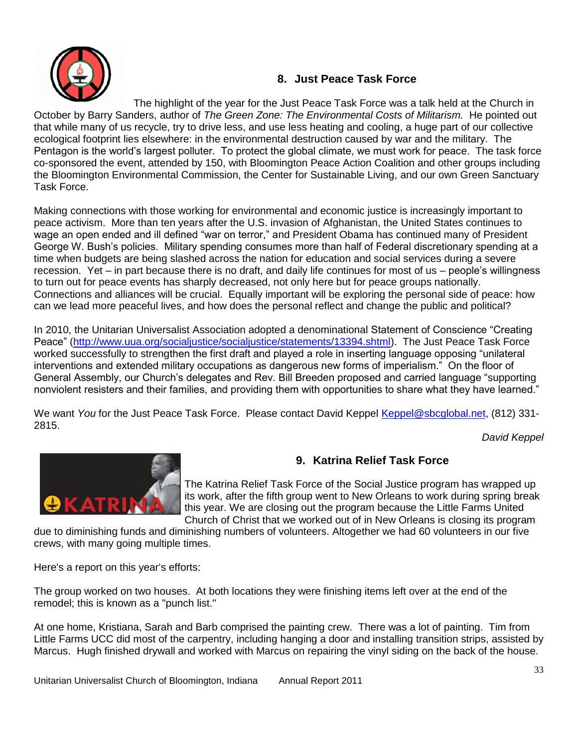## 8. Just Peace Task Force

The highlight of the year for the Just Peace Task Force was a talk held at the Church in October by Barry Sanders, author of *The Green Zone: The Environmental Costs of Militarism.* He pointed out that while many of us recycle, try to drive less, and use less heating and cooling, a huge part of our collective ecological footprint lies elsewhere: in the environmental destruction caused by war and the military. The Pentagon is the world's largest polluter. To protect the global climate, we must work for peace. The task force co-sponsored the event, attended by 150, with Bloomington Peace Action Coalition and other groups including the Bloomington Environmental Commission, the Center for Sustainable Living, and our own Green Sanctuary Task Force.

Making connections with those working for environmental and economic justice is increasingly important to peace activism. More than ten years after the U.S. invasion of Afghanistan, the United States continues to wage an open ended and ill defined "war on terror," and President Obama has continued many of President George W. Bush's policies. Military spending consumes more than half of Federal discretionary spending at a time when budgets are being slashed across the nation for education and social services during a severe recession. Yet – in part because there is no draft, and daily life continues for most of us – people's willingness to turn out for peace events has sharply decreased, not only here but for peace groups nationally. Connections and alliances will be crucial. Equally important will be exploring the personal side of peace: how can we lead more peaceful lives, and how does the personal reflect and change the public and political?

In 2010, the Unitarian Universalist Association adopted a denominational Statement of Conscience "Creating Peace" (http://www.uua.org/socialjustice/socialjustice/statements/13394.shtml). The Just Peace Task Force worked successfully to strengthen the first draft and played a role in inserting language opposing "unilateral interventions and extended military occupations as dangerous new forms of imperialism." On the floor of General Assembly, our Church's delegates and Rev. Bill Breeden proposed and carried language "supporting nonviolent resisters and their families, and providing them with opportunities to share what they have learned."

We want *You* for the Just Peace Task Force. Please contact David Keppel Keppel@sbcglobal.net, (812) 331-2815.

*David Keppel*

## 9. Katrina Relief Task Force

The Katrina Relief Task Force of the Social Justice program has wrapped up its work, after the fifth group went to New Orleans to work during spring break this year. We are closing out the program because the Little Farms United Church of Christ that we worked out of in New Orleans is closing its program due to diminishing funds and diminishing numbers of volunteers. Altogether we had 60 volunteers in our five crews, with many going multiple times.

Here's a report on this year's efforts:

The group worked on two houses. At both locations they were finishing items left over at the end of the remodel; this is known as a "punch list."

At one home, Kristiana, Sarah and Barb comprised the painting crew. There was a lot of painting. Tim from Little Farms UCC did most of the carpentry, including hanging a door and installing transition strips, assisted by Marcus. Hugh finished drywall and worked with Marcus on repairing the vinyl siding on the back of the house.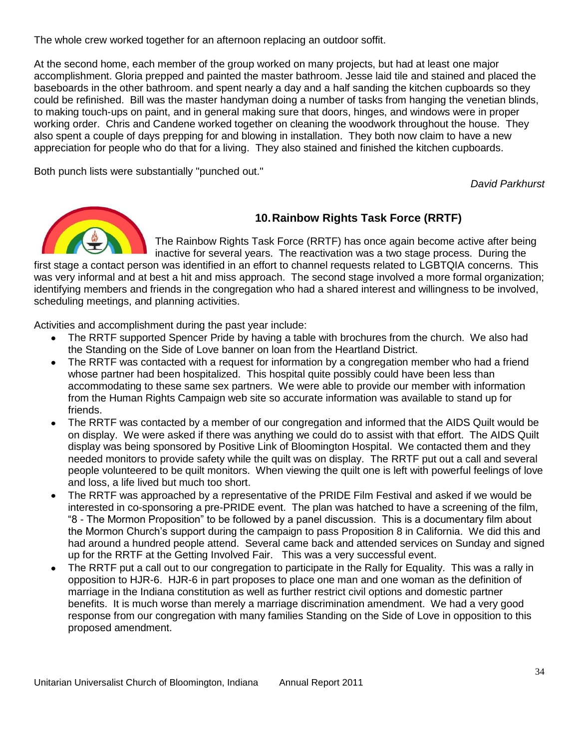The whole crew worked together for an afternoon replacing an outdoor soffit.

At the second home, each member of the group worked on many projects, but had at least one major accomplishment. Gloria prepped and painted the master bathroom. Jesse laid tile and stained and placed the baseboards in the other bathroom. and spent nearly a day and a half sanding the kitchen cupboards so they could be refinished. Bill was the master handyman doing a number of tasks from hanging the venetian blinds, to making touch-ups on paint, and in general making sure that doors, hinges, and windows were in proper working order. Chris and Candene worked together on cleaning the woodwork throughout the house. They also spent a couple of days prepping for and blowing in installation. They both now claim to have a new appreciation for people who do that for a living. They also stained and finished the kitchen cupboards.

Both punch lists were substantially "punched out."

*David Parkhurst*

## 10. Rainbow Rights Task Force (RRTF)

The Rainbow Rights Task Force (RRTF) has once again become active after being inactive for several years. The reactivation was a two stage process. During the first stage a contact person was identified in an effort to channel requests related to LGBTQIA concerns. This was very informal and at best a hit and miss approach. The second stage involved a more formal organization; identifying members and friends in the congregation who had a shared interest and willingness to be involved, scheduling meetings, and planning activities.

Activities and accomplishment during the past year include:

- The RRTF supported Spencer Pride by having a table with brochures from the church. We also had the Standing on the Side of Love banner on loan from the Heartland District.
- The RRTF was contacted with a request for information by a congregation member who had a friend whose partner had been hospitalized. This hospital quite possibly could have been less than accommodating to these same sex partners. We were able to provide our member with information from the Human Rights Campaign web site so accurate information was available to stand up for friends.
- The RRTF was contacted by a member of our congregation and informed that the AIDS Quilt would be on display. We were asked if there was anything we could do to assist with that effort. The AIDS Quilt display was being sponsored by Positive Link of Bloomington Hospital. We contacted them and they needed monitors to provide safety while the quilt was on display. The RRTF put out a call and several people volunteered to be quilt monitors. When viewing the quilt one is left with powerful feelings of love and loss, a life lived but much too short.
- The RRTF was approached by a representative of the PRIDE Film Festival and asked if we would be interested in co-sponsoring a pre-PRIDE event. The plan was hatched to have a screening of the film, "8 - The Mormon Proposition" to be followed by a panel discussion. This is a documentary film about the Mormon Church's support during the campaign to pass Proposition 8 in California. We did this and had around a hundred people attend. Several came back and attended services on Sunday and signed up for the RRTF at the Getting Involved Fair. This was a very successful event.
- The RRTF put a call out to our congregation to participate in the Rally for Equality. This was a rally in opposition to HJR-6. HJR-6 in part proposes to place one man and one woman as the definition of marriage in the Indiana constitution as well as further restrict civil options and domestic partner benefits. It is much worse than merely a marriage discrimination amendment. We had a very good response from our congregation with many families Standing on the Side of Love in opposition to this proposed amendment.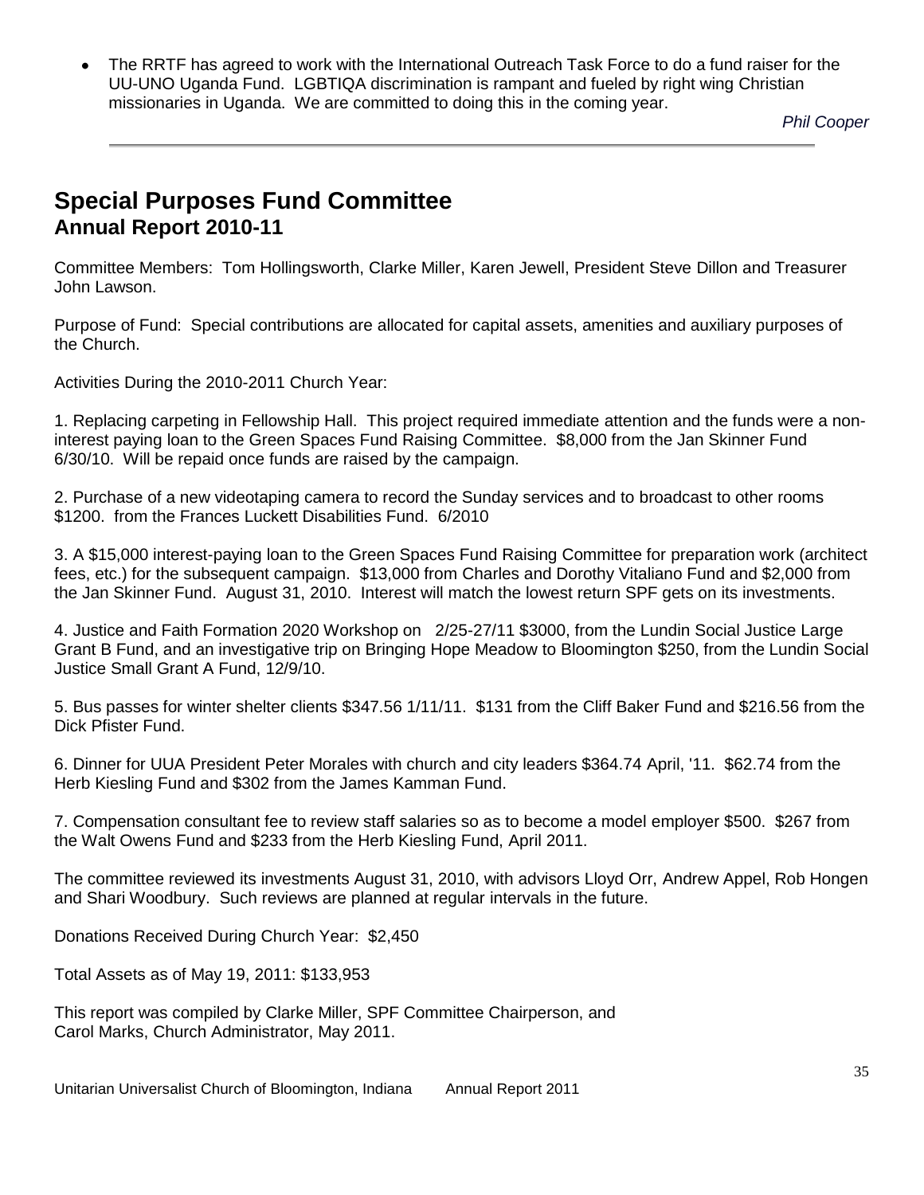- The RRTF has agreed to work with the International Outreach Task Force to do a fund raiser for the UU-UNO Uganda Fund. LGBTIQA discrimination is rampant and fueled by right wing Christian missionaries in Uganda. We are committed to doing this in the coming year.

*Phil Cooper*

---

## Special Purposes Fund Committee
### Annual Report 2010-11

Committee Members: Tom Hollingsworth, Clarke Miller, Karen Jewell, President Steve Dillon and Treasurer John Lawson.

Purpose of Fund: Special contributions are allocated for capital assets, amenities and auxiliary purposes of the Church.

Activities During the 2010-2011 Church Year:

1. Replacing carpeting in Fellowship Hall. This project required immediate attention and the funds were a non-interest paying loan to the Green Spaces Fund Raising Committee. $8,000 from the Jan Skinner Fund 6/30/10. Will be repaid once funds are raised by the campaign.

2. Purchase of a new videotaping camera to record the Sunday services and to broadcast to other rooms $1200. from the Frances Luckett Disabilities Fund. 6/2010

3. A $15,000 interest-paying loan to the Green Spaces Fund Raising Committee for preparation work (architect fees, etc.) for the subsequent campaign. $13,000 from Charles and Dorothy Vitaliano Fund and $2,000 from the Jan Skinner Fund. August 31, 2010. Interest will match the lowest return SPF gets on its investments.

4. Justice and Faith Formation 2020 Workshop on 2/25-27/11 $3000, from the Lundin Social Justice Large Grant B Fund, and an investigative trip on Bringing Hope Meadow to Bloomington $250, from the Lundin Social Justice Small Grant A Fund, 12/9/10.

5. Bus passes for winter shelter clients $347.56 1/11/11. $131 from the Cliff Baker Fund and $216.56 from the Dick Pfister Fund.

6. Dinner for UUA President Peter Morales with church and city leaders $364.74 April, '11. $62.74 from the Herb Kiesling Fund and $302 from the James Kamman Fund.

7. Compensation consultant fee to review staff salaries so as to become a model employer $500. $267 from the Walt Owens Fund and $233 from the Herb Kiesling Fund, April 2011.

The committee reviewed its investments August 31, 2010, with advisors Lloyd Orr, Andrew Appel, Rob Hongen and Shari Woodbury. Such reviews are planned at regular intervals in the future.

Donations Received During Church Year: $2,450

Total Assets as of May 19, 2011: $133,953

This report was compiled by Clarke Miller, SPF Committee Chairperson, and
Carol Marks, Church Administrator, May 2011.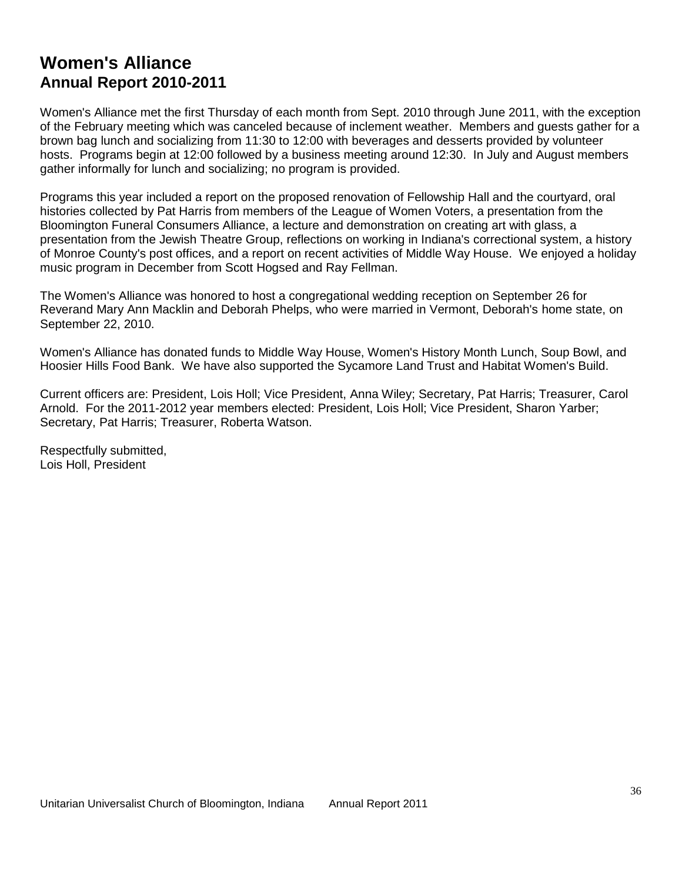# Women's Alliance
## Annual Report 2010-2011

Women's Alliance met the first Thursday of each month from Sept. 2010 through June 2011, with the exception of the February meeting which was canceled because of inclement weather. Members and guests gather for a brown bag lunch and socializing from 11:30 to 12:00 with beverages and desserts provided by volunteer hosts. Programs begin at 12:00 followed by a business meeting around 12:30. In July and August members gather informally for lunch and socializing; no program is provided.

Programs this year included a report on the proposed renovation of Fellowship Hall and the courtyard, oral histories collected by Pat Harris from members of the League of Women Voters, a presentation from the Bloomington Funeral Consumers Alliance, a lecture and demonstration on creating art with glass, a presentation from the Jewish Theatre Group, reflections on working in Indiana's correctional system, a history of Monroe County's post offices, and a report on recent activities of Middle Way House. We enjoyed a holiday music program in December from Scott Hogsed and Ray Fellman.

The Women's Alliance was honored to host a congregational wedding reception on September 26 for Reverand Mary Ann Macklin and Deborah Phelps, who were married in Vermont, Deborah's home state, on September 22, 2010.

Women's Alliance has donated funds to Middle Way House, Women's History Month Lunch, Soup Bowl, and Hoosier Hills Food Bank. We have also supported the Sycamore Land Trust and Habitat Women's Build.

Current officers are: President, Lois Holl; Vice President, Anna Wiley; Secretary, Pat Harris; Treasurer, Carol Arnold. For the 2011-2012 year members elected: President, Lois Holl; Vice President, Sharon Yarber; Secretary, Pat Harris; Treasurer, Roberta Watson.

Respectfully submitted,
Lois Holl, President